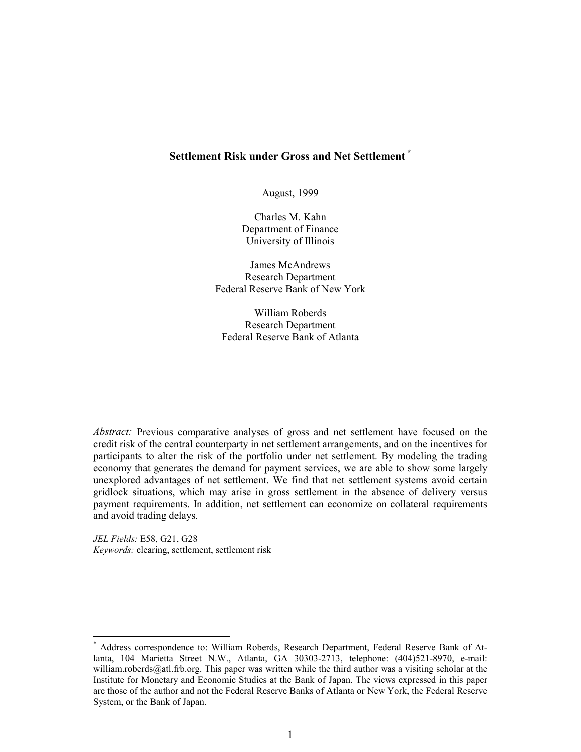# Settlement Risk under Gross and Net Settlement [*]

August, 1999

Charles M. Kahn
Department of Finance
University of Illinois

James McAndrews
Research Department
Federal Reserve Bank of New York

William Roberds
Research Department
Federal Reserve Bank of Atlanta

*Abstract:* Previous comparative analyses of gross and net settlement have focused on the credit risk of the central counterparty in net settlement arrangements, and on the incentives for participants to alter the risk of the portfolio under net settlement. By modeling the trading economy that generates the demand for payment services, we are able to show some largely unexplored advantages of net settlement. We find that net settlement systems avoid certain gridlock situations, which may arise in gross settlement in the absence of delivery versus payment requirements. In addition, net settlement can economize on collateral requirements and avoid trading delays.

*JEL Fields:* E58, G21, G28
*Keywords:* clearing, settlement, settlement risk

---

[*] Address correspondence to: William Roberds, Research Department, Federal Reserve Bank of Atlanta, 104 Marietta Street N.W., Atlanta, GA 30303-2713, telephone: (404)521-8970, e-mail: william.roberds@atl.frb.org. This paper was written while the third author was a visiting scholar at the Institute for Monetary and Economic Studies at the Bank of Japan. The views expressed in this paper are those of the author and not the Federal Reserve Banks of Atlanta or New York, the Federal Reserve System, or the Bank of Japan.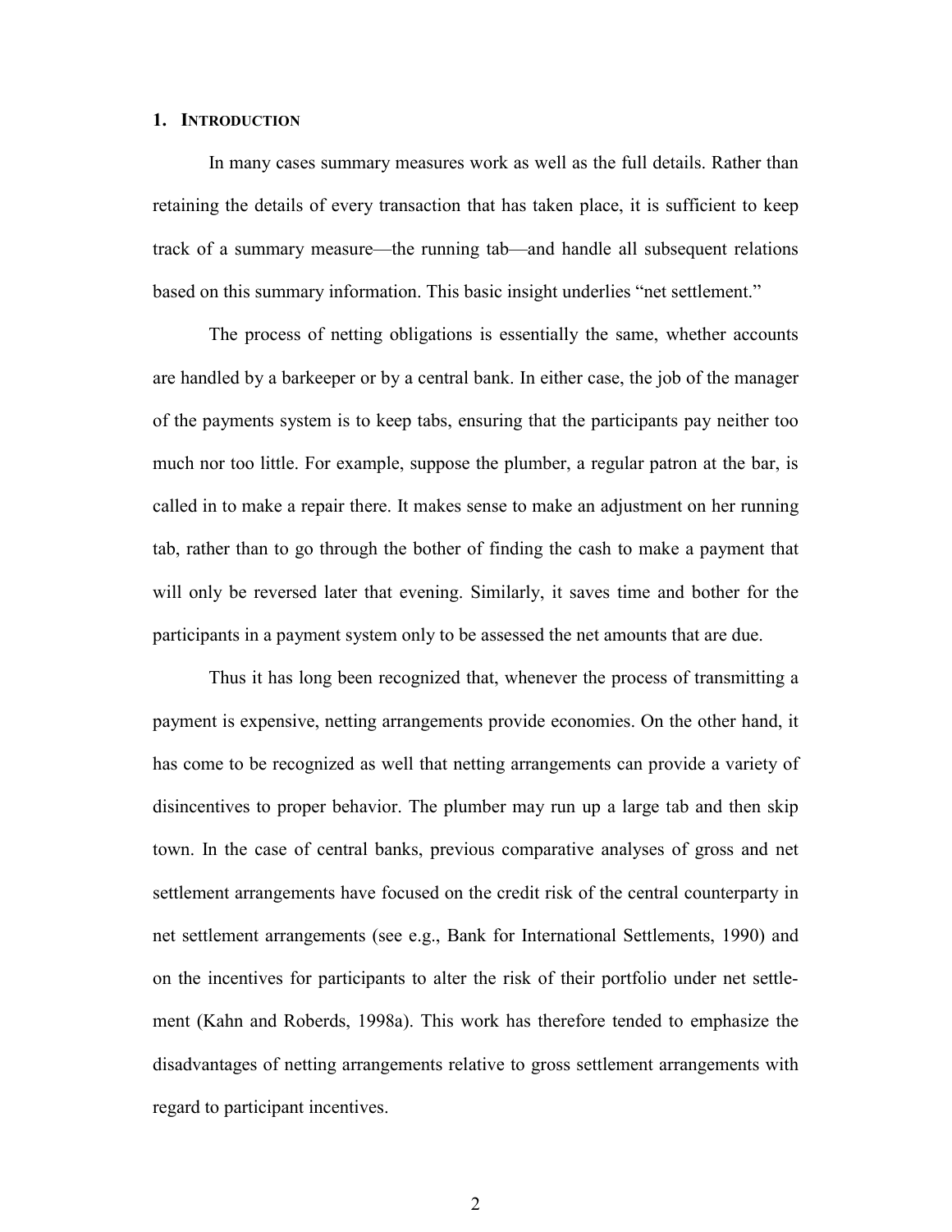## 1. INTRODUCTION

In many cases summary measures work as well as the full details. Rather than retaining the details of every transaction that has taken place, it is sufficient to keep track of a summary measure—the running tab—and handle all subsequent relations based on this summary information. This basic insight underlies "net settlement."

The process of netting obligations is essentially the same, whether accounts are handled by a barkeeper or by a central bank. In either case, the job of the manager of the payments system is to keep tabs, ensuring that the participants pay neither too much nor too little. For example, suppose the plumber, a regular patron at the bar, is called in to make a repair there. It makes sense to make an adjustment on her running tab, rather than to go through the bother of finding the cash to make a payment that will only be reversed later that evening. Similarly, it saves time and bother for the participants in a payment system only to be assessed the net amounts that are due.

Thus it has long been recognized that, whenever the process of transmitting a payment is expensive, netting arrangements provide economies. On the other hand, it has come to be recognized as well that netting arrangements can provide a variety of disincentives to proper behavior. The plumber may run up a large tab and then skip town. In the case of central banks, previous comparative analyses of gross and net settlement arrangements have focused on the credit risk of the central counterparty in net settlement arrangements (see e.g., Bank for International Settlements, 1990) and on the incentives for participants to alter the risk of their portfolio under net settlement (Kahn and Roberds, 1998a). This work has therefore tended to emphasize the disadvantages of netting arrangements relative to gross settlement arrangements with regard to participant incentives.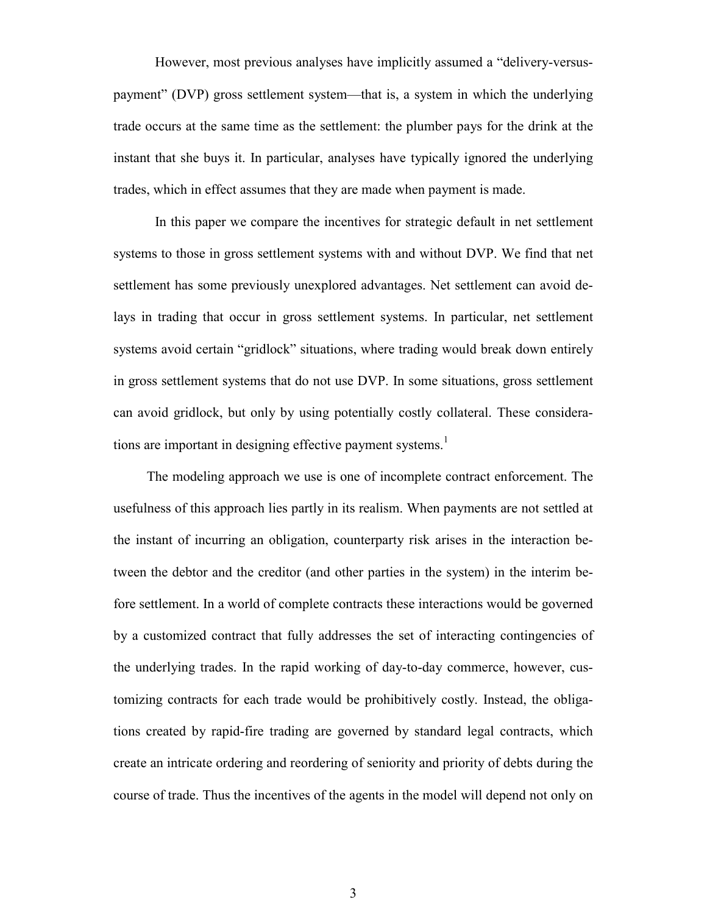However, most previous analyses have implicitly assumed a "delivery-versus-payment" (DVP) gross settlement system—that is, a system in which the underlying trade occurs at the same time as the settlement: the plumber pays for the drink at the instant that she buys it. In particular, analyses have typically ignored the underlying trades, which in effect assumes that they are made when payment is made.

In this paper we compare the incentives for strategic default in net settlement systems to those in gross settlement systems with and without DVP. We find that net settlement has some previously unexplored advantages. Net settlement can avoid delays in trading that occur in gross settlement systems. In particular, net settlement systems avoid certain "gridlock" situations, where trading would break down entirely in gross settlement systems that do not use DVP. In some situations, gross settlement can avoid gridlock, but only by using potentially costly collateral. These considerations are important in designing effective payment systems.[1]

The modeling approach we use is one of incomplete contract enforcement. The usefulness of this approach lies partly in its realism. When payments are not settled at the instant of incurring an obligation, counterparty risk arises in the interaction between the debtor and the creditor (and other parties in the system) in the interim before settlement. In a world of complete contracts these interactions would be governed by a customized contract that fully addresses the set of interacting contingencies of the underlying trades. In the rapid working of day-to-day commerce, however, customizing contracts for each trade would be prohibitively costly. Instead, the obligations created by rapid-fire trading are governed by standard legal contracts, which create an intricate ordering and reordering of seniority and priority of debts during the course of trade. Thus the incentives of the agents in the model will depend not only on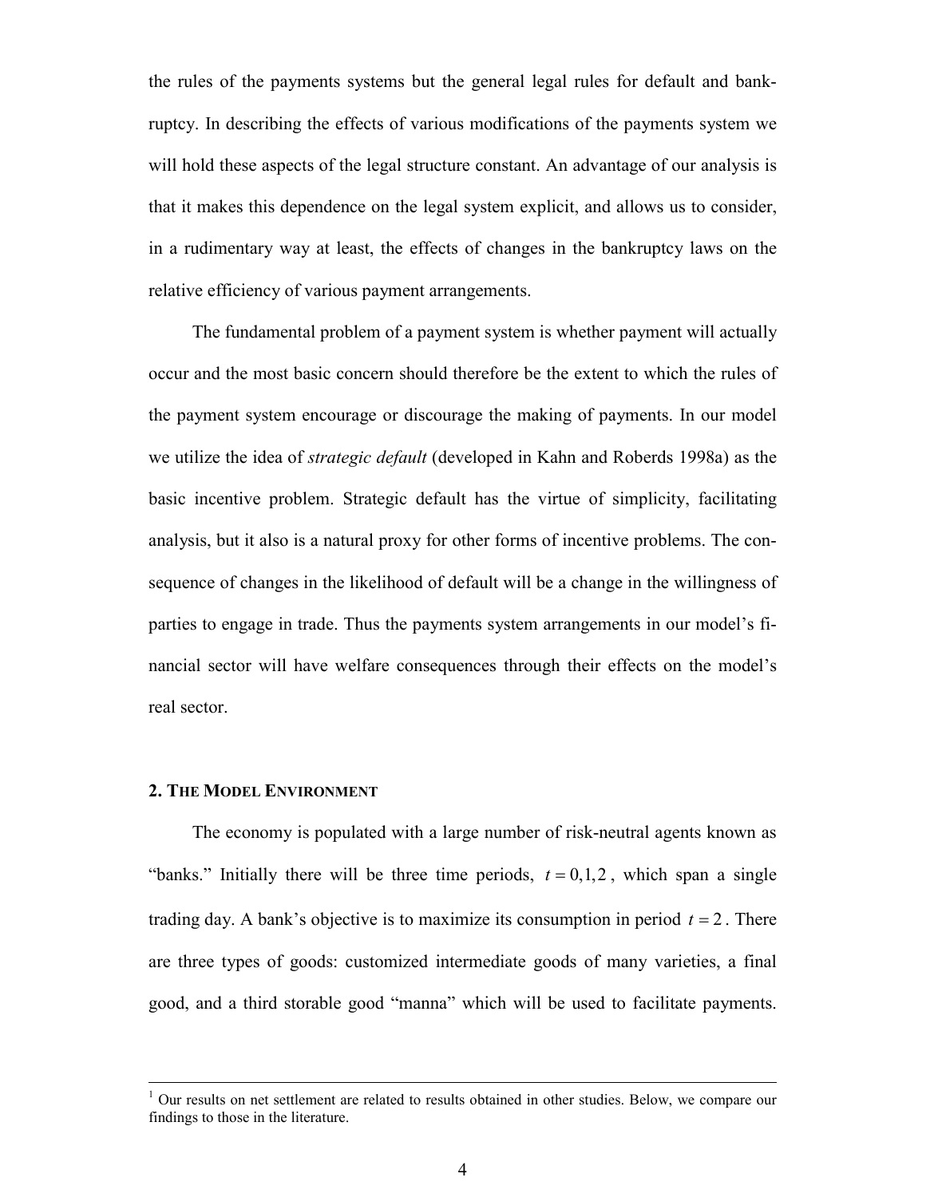the rules of the payments systems but the general legal rules for default and bankruptcy. In describing the effects of various modifications of the payments system we will hold these aspects of the legal structure constant. An advantage of our analysis is that it makes this dependence on the legal system explicit, and allows us to consider, in a rudimentary way at least, the effects of changes in the bankruptcy laws on the relative efficiency of various payment arrangements.

The fundamental problem of a payment system is whether payment will actually occur and the most basic concern should therefore be the extent to which the rules of the payment system encourage or discourage the making of payments. In our model we utilize the idea of *strategic default* (developed in Kahn and Roberds 1998a) as the basic incentive problem. Strategic default has the virtue of simplicity, facilitating analysis, but it also is a natural proxy for other forms of incentive problems. The consequence of changes in the likelihood of default will be a change in the willingness of parties to engage in trade. Thus the payments system arrangements in our model's financial sector will have welfare consequences through their effects on the model's real sector.

## 2. The Model Environment

The economy is populated with a large number of risk-neutral agents known as "banks." Initially there will be three time periods, $t = 0,1,2$, which span a single trading day. A bank's objective is to maximize its consumption in period $t = 2$. There are three types of goods: customized intermediate goods of many varieties, a final good, and a third storable good "manna" which will be used to facilitate payments.

[1] Our results on net settlement are related to results obtained in other studies. Below, we compare our findings to those in the literature.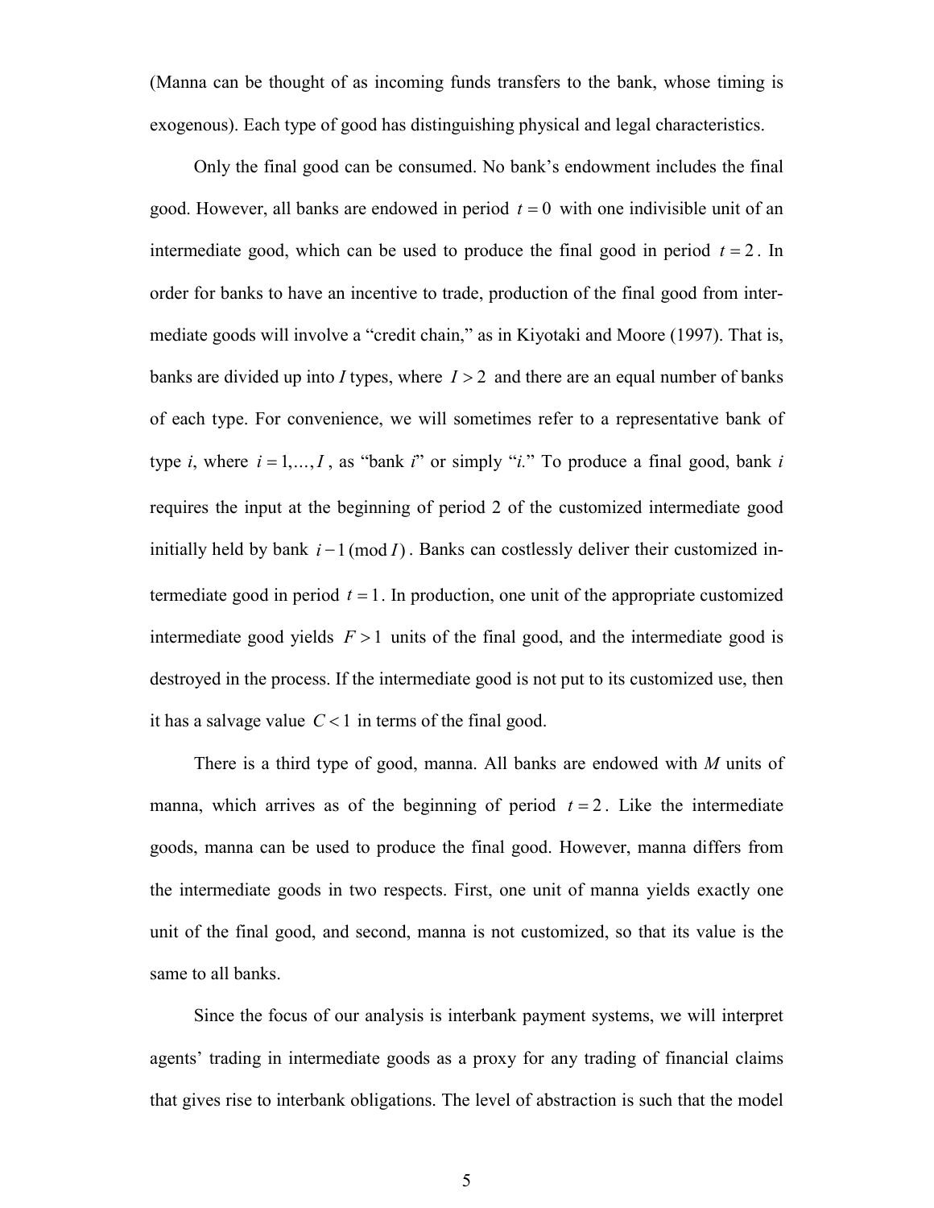(Manna can be thought of as incoming funds transfers to the bank, whose timing is exogenous). Each type of good has distinguishing physical and legal characteristics.

Only the final good can be consumed. No bank's endowment includes the final good. However, all banks are endowed in period $t = 0$ with one indivisible unit of an intermediate good, which can be used to produce the final good in period $t = 2$. In order for banks to have an incentive to trade, production of the final good from intermediate goods will involve a "credit chain," as in Kiyotaki and Moore (1997). That is, banks are divided up into *I* types, where $I > 2$ and there are an equal number of banks of each type. For convenience, we will sometimes refer to a representative bank of type *i*, where $i = 1, \ldots, I$, as "bank *i*" or simply "*i*." To produce a final good, bank *i* requires the input at the beginning of period 2 of the customized intermediate good initially held by bank $i - 1 \, (\mathrm{mod}\, I)$. Banks can costlessly deliver their customized intermediate good in period $t = 1$. In production, one unit of the appropriate customized intermediate good yields $F > 1$ units of the final good, and the intermediate good is destroyed in the process. If the intermediate good is not put to its customized use, then it has a salvage value $C < 1$ in terms of the final good.

There is a third type of good, manna. All banks are endowed with *M* units of manna, which arrives as of the beginning of period $t = 2$. Like the intermediate goods, manna can be used to produce the final good. However, manna differs from the intermediate goods in two respects. First, one unit of manna yields exactly one unit of the final good, and second, manna is not customized, so that its value is the same to all banks.

Since the focus of our analysis is interbank payment systems, we will interpret agents' trading in intermediate goods as a proxy for any trading of financial claims that gives rise to interbank obligations. The level of abstraction is such that the model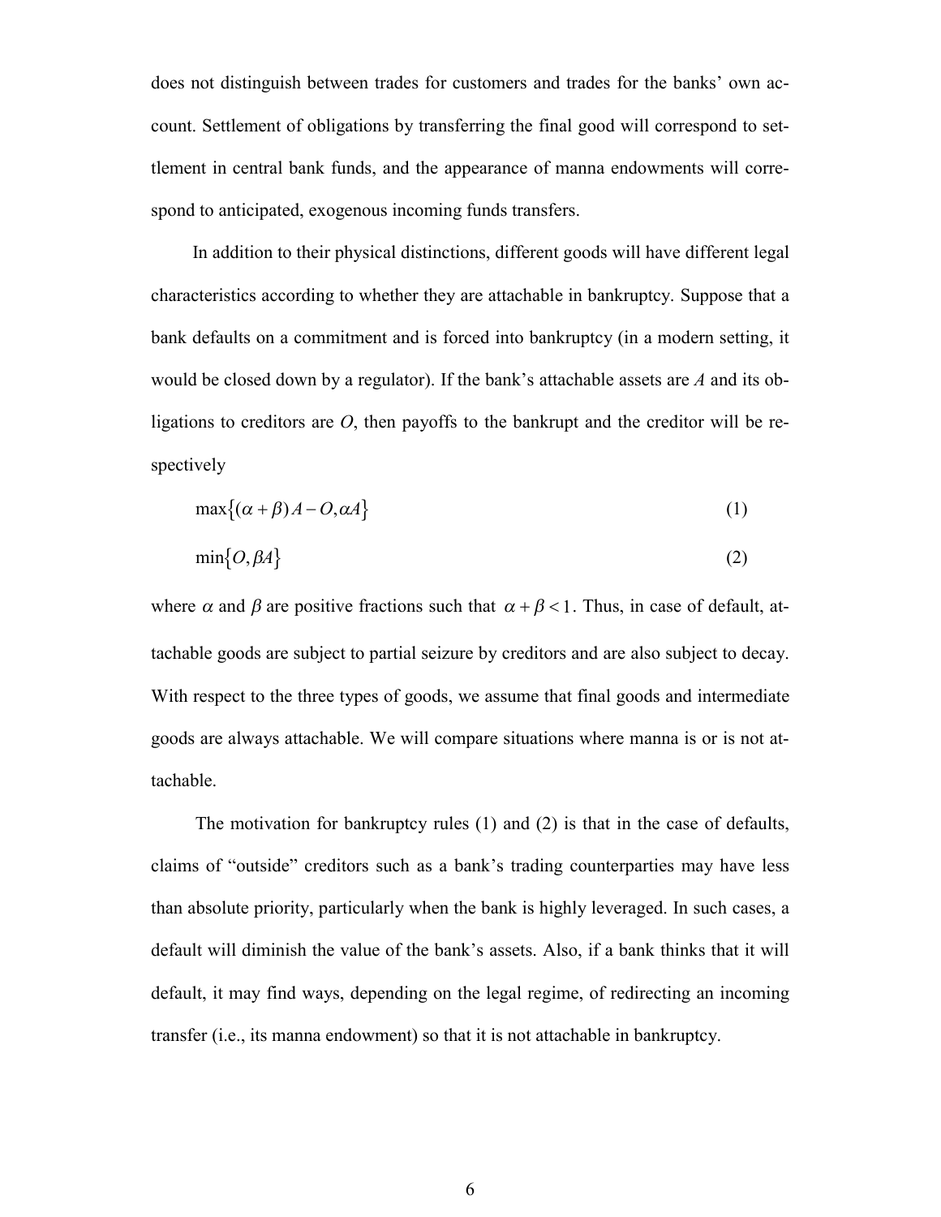does not distinguish between trades for customers and trades for the banks' own account. Settlement of obligations by transferring the final good will correspond to settlement in central bank funds, and the appearance of manna endowments will correspond to anticipated, exogenous incoming funds transfers.

In addition to their physical distinctions, different goods will have different legal characteristics according to whether they are attachable in bankruptcy. Suppose that a bank defaults on a commitment and is forced into bankruptcy (in a modern setting, it would be closed down by a regulator). If the bank's attachable assets are $A$ and its obligations to creditors are $O$, then payoffs to the bankrupt and the creditor will be respectively

$$\max\{(\alpha + \beta)A - O, \alpha A\} \tag{1}$$

$$\min\{O, \beta A\} \tag{2}$$

where $\alpha$ and $\beta$ are positive fractions such that $\alpha + \beta < 1$. Thus, in case of default, attachable goods are subject to partial seizure by creditors and are also subject to decay. With respect to the three types of goods, we assume that final goods and intermediate goods are always attachable. We will compare situations where manna is or is not attachable.

The motivation for bankruptcy rules (1) and (2) is that in the case of defaults, claims of "outside" creditors such as a bank's trading counterparties may have less than absolute priority, particularly when the bank is highly leveraged. In such cases, a default will diminish the value of the bank's assets. Also, if a bank thinks that it will default, it may find ways, depending on the legal regime, of redirecting an incoming transfer (i.e., its manna endowment) so that it is not attachable in bankruptcy.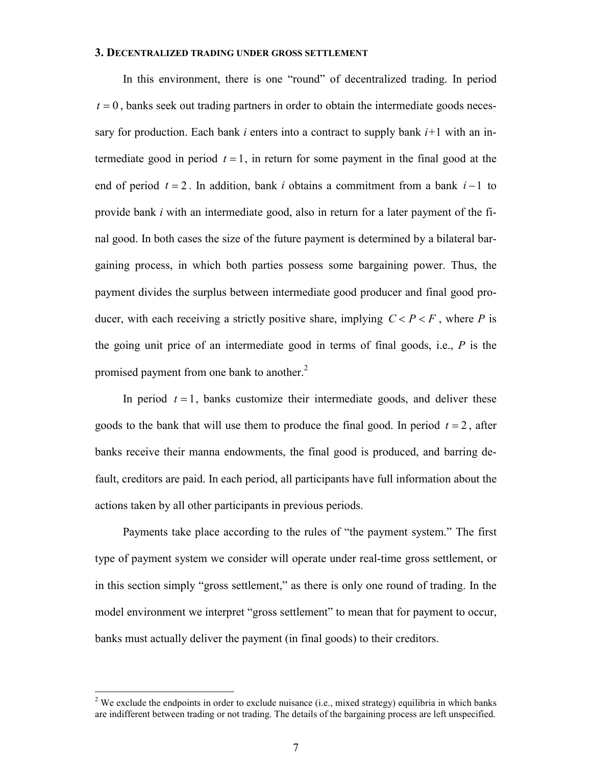### 3. Decentralized trading under gross settlement

In this environment, there is one "round" of decentralized trading. In period $t = 0$, banks seek out trading partners in order to obtain the intermediate goods necessary for production. Each bank *i* enters into a contract to supply bank *i*+1 with an intermediate good in period $t = 1$, in return for some payment in the final good at the end of period $t = 2$. In addition, bank *i* obtains a commitment from a bank $i - 1$ to provide bank *i* with an intermediate good, also in return for a later payment of the final good. In both cases the size of the future payment is determined by a bilateral bargaining process, in which both parties possess some bargaining power. Thus, the payment divides the surplus between intermediate good producer and final good producer, with each receiving a strictly positive share, implying $C < P < F$, where $P$ is the going unit price of an intermediate good in terms of final goods, i.e., $P$ is the promised payment from one bank to another.[2]

In period $t = 1$, banks customize their intermediate goods, and deliver these goods to the bank that will use them to produce the final good. In period $t = 2$, after banks receive their manna endowments, the final good is produced, and barring default, creditors are paid. In each period, all participants have full information about the actions taken by all other participants in previous periods.

Payments take place according to the rules of "the payment system." The first type of payment system we consider will operate under real-time gross settlement, or in this section simply "gross settlement," as there is only one round of trading. In the model environment we interpret "gross settlement" to mean that for payment to occur, banks must actually deliver the payment (in final goods) to their creditors.

[2] We exclude the endpoints in order to exclude nuisance (i.e., mixed strategy) equilibria in which banks are indifferent between trading or not trading. The details of the bargaining process are left unspecified.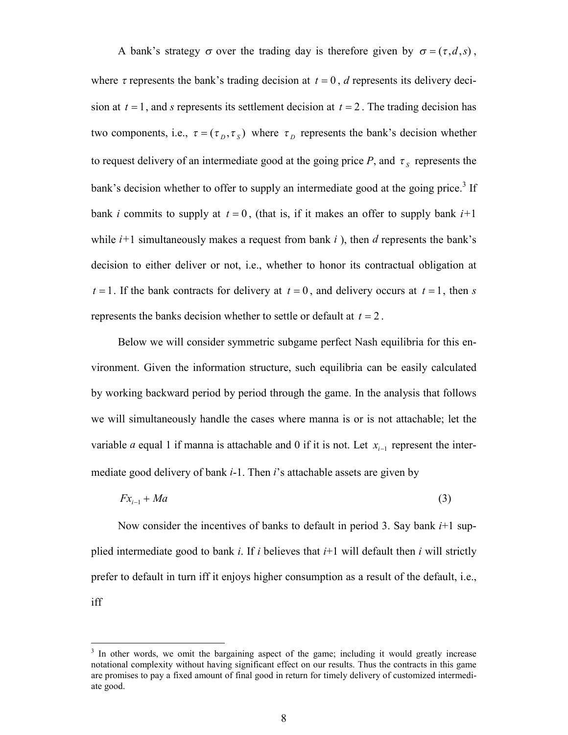A bank's strategy $\sigma$ over the trading day is therefore given by $\sigma = (\tau, d, s)$, where $\tau$ represents the bank's trading decision at $t = 0$, $d$ represents its delivery decision at $t = 1$, and $s$ represents its settlement decision at $t = 2$. The trading decision has two components, i.e., $\tau = (\tau_D, \tau_S)$ where $\tau_D$ represents the bank's decision whether to request delivery of an intermediate good at the going price $P$, and $\tau_S$ represents the bank's decision whether to offer to supply an intermediate good at the going price.[3] If bank $i$ commits to supply at $t = 0$, (that is, if it makes an offer to supply bank $i$+1 while $i$+1 simultaneously makes a request from bank $i$ ), then $d$ represents the bank's decision to either deliver or not, i.e., whether to honor its contractual obligation at $t = 1$. If the bank contracts for delivery at $t = 0$, and delivery occurs at $t = 1$, then $s$ represents the banks decision whether to settle or default at $t = 2$.

Below we will consider symmetric subgame perfect Nash equilibria for this environment. Given the information structure, such equilibria can be easily calculated by working backward period by period through the game. In the analysis that follows we will simultaneously handle the cases where manna is or is not attachable; let the variable $a$ equal 1 if manna is attachable and 0 if it is not. Let $x_{i-1}$ represent the intermediate good delivery of bank $i$-1. Then $i$'s attachable assets are given by

$$Fx_{i-1} + Ma \tag{3}$$

Now consider the incentives of banks to default in period 3. Say bank $i$+1 supplied intermediate good to bank $i$. If $i$ believes that $i$+1 will default then $i$ will strictly prefer to default in turn iff it enjoys higher consumption as a result of the default, i.e., iff

[3] In other words, we omit the bargaining aspect of the game; including it would greatly increase notational complexity without having significant effect on our results. Thus the contracts in this game are promises to pay a fixed amount of final good in return for timely delivery of customized intermediate good.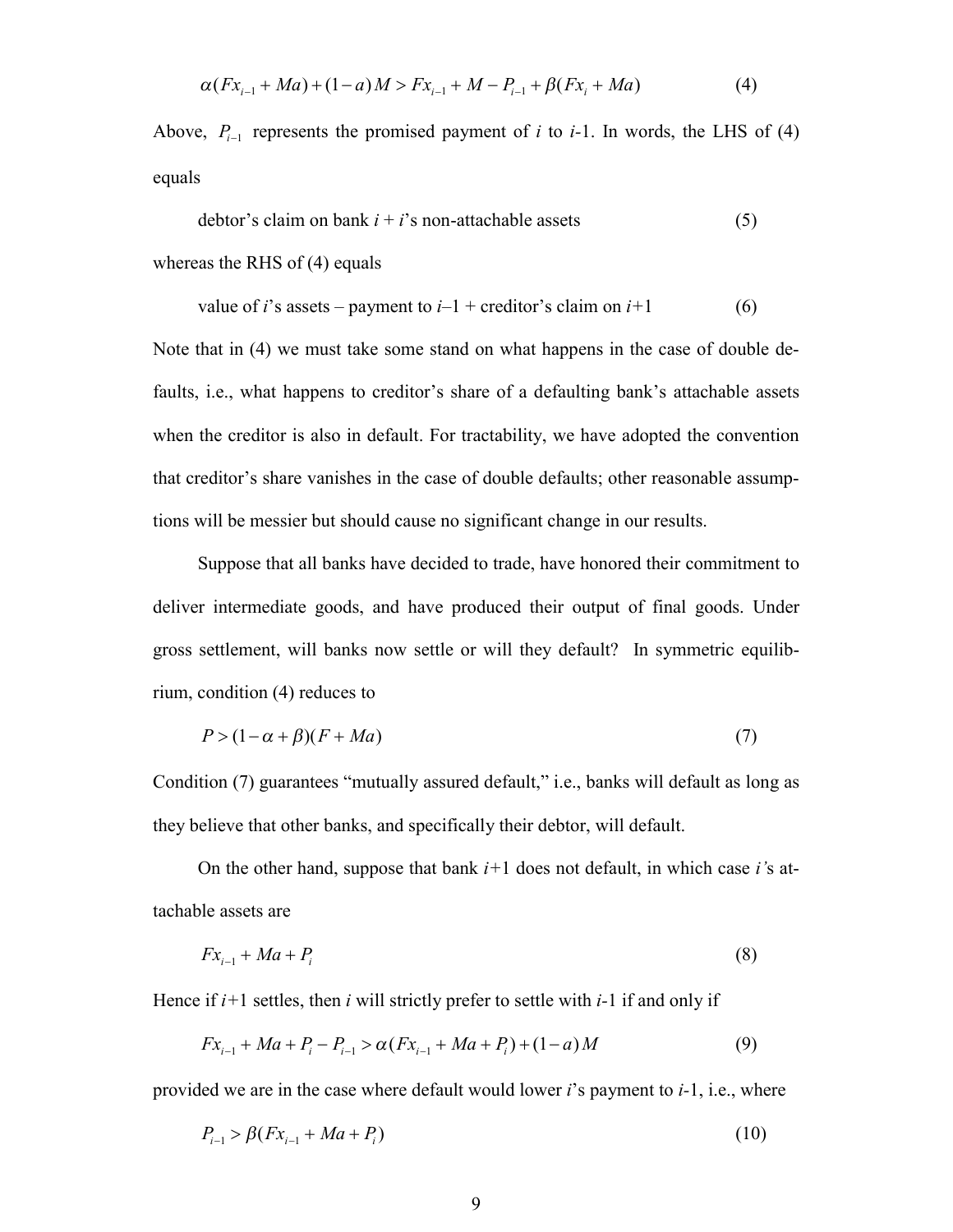$$\alpha(Fx_{i-1} + Ma) + (1-a)M > Fx_{i-1} + M - P_{i-1} + \beta(Fx_i + Ma) \tag{4}$$

Above, $P_{i-1}$ represents the promised payment of $i$ to $i$-1. In words, the LHS of (4) equals

debtor's claim on bank $i$ + $i$'s non-attachable assets (5)

whereas the RHS of (4) equals

value of $i$'s assets – payment to $i$–1 + creditor's claim on $i$+1 (6)

Note that in (4) we must take some stand on what happens in the case of double defaults, i.e., what happens to creditor's share of a defaulting bank's attachable assets when the creditor is also in default. For tractability, we have adopted the convention that creditor's share vanishes in the case of double defaults; other reasonable assumptions will be messier but should cause no significant change in our results.

Suppose that all banks have decided to trade, have honored their commitment to deliver intermediate goods, and have produced their output of final goods. Under gross settlement, will banks now settle or will they default? In symmetric equilibrium, condition (4) reduces to

$$P > (1 - \alpha + \beta)(F + Ma) \tag{7}$$

Condition (7) guarantees "mutually assured default," i.e., banks will default as long as they believe that other banks, and specifically their debtor, will default.

On the other hand, suppose that bank $i$+1 does not default, in which case $i$'s attachable assets are

$$Fx_{i-1} + Ma + P_i \tag{8}$$

Hence if $i$+1 settles, then $i$ will strictly prefer to settle with $i$-1 if and only if

$$Fx_{i-1} + Ma + P_i - P_{i-1} > \alpha(Fx_{i-1} + Ma + P_i) + (1-a)M \tag{9}$$

provided we are in the case where default would lower $i$'s payment to $i$-1, i.e., where

$$P_{i-1} > \beta(Fx_{i-1} + Ma + P_i) \tag{10}$$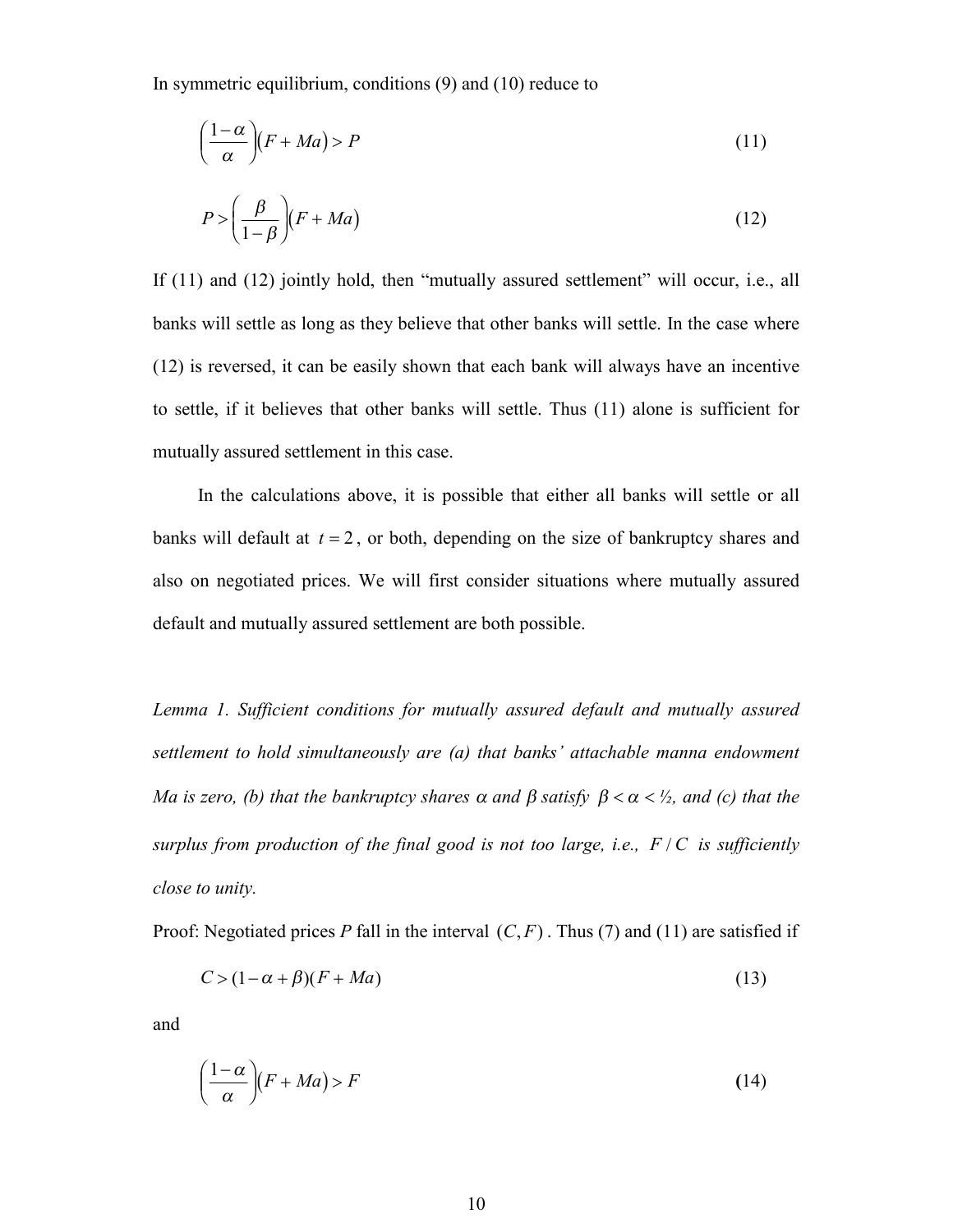In symmetric equilibrium, conditions (9) and (10) reduce to

$$\left(\frac{1-\alpha}{\alpha}\right)(F+Ma) > P \tag{11}$$

$$P > \left(\frac{\beta}{1-\beta}\right)(F+Ma) \tag{12}$$

If (11) and (12) jointly hold, then "mutually assured settlement" will occur, i.e., all banks will settle as long as they believe that other banks will settle. In the case where (12) is reversed, it can be easily shown that each bank will always have an incentive to settle, if it believes that other banks will settle. Thus (11) alone is sufficient for mutually assured settlement in this case.

In the calculations above, it is possible that either all banks will settle or all banks will default at $t = 2$, or both, depending on the size of bankruptcy shares and also on negotiated prices. We will first consider situations where mutually assured default and mutually assured settlement are both possible.

*Lemma 1. Sufficient conditions for mutually assured default and mutually assured settlement to hold simultaneously are (a) that banks' attachable manna endowment Ma is zero, (b) that the bankruptcy shares $\alpha$ and $\beta$ satisfy $\beta < \alpha < ½$, and (c) that the surplus from production of the final good is not too large, i.e., $F/C$ is sufficiently close to unity.*

Proof: Negotiated prices *P* fall in the interval $(C, F)$. Thus (7) and (11) are satisfied if

$$C > (1-\alpha+\beta)(F+Ma) \tag{13}$$

and

$$\left(\frac{1-\alpha}{\alpha}\right)(F+Ma) > F \tag{14}$$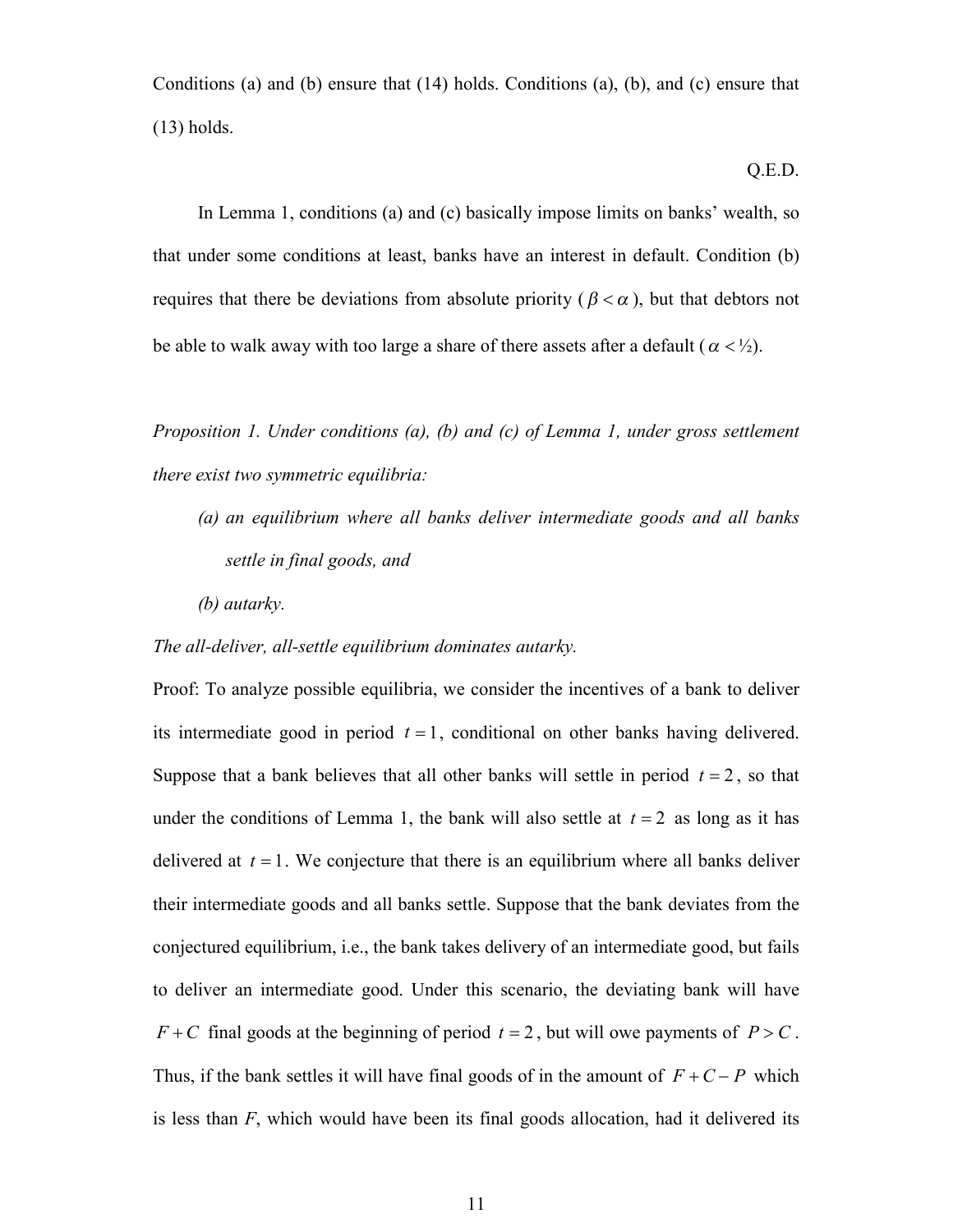Conditions (a) and (b) ensure that (14) holds. Conditions (a), (b), and (c) ensure that (13) holds.

Q.E.D.

In Lemma 1, conditions (a) and (c) basically impose limits on banks' wealth, so that under some conditions at least, banks have an interest in default. Condition (b) requires that there be deviations from absolute priority ($\beta < \alpha$), but that debtors not be able to walk away with too large a share of there assets after a default ($\alpha <$ ½).

*Proposition 1. Under conditions (a), (b) and (c) of Lemma 1, under gross settlement there exist two symmetric equilibria:*

- *(a) an equilibrium where all banks deliver intermediate goods and all banks settle in final goods, and*
- *(b) autarky.*

*The all-deliver, all-settle equilibrium dominates autarky.*

Proof: To analyze possible equilibria, we consider the incentives of a bank to deliver its intermediate good in period $t = 1$, conditional on other banks having delivered. Suppose that a bank believes that all other banks will settle in period $t = 2$, so that under the conditions of Lemma 1, the bank will also settle at $t = 2$ as long as it has delivered at $t = 1$. We conjecture that there is an equilibrium where all banks deliver their intermediate goods and all banks settle. Suppose that the bank deviates from the conjectured equilibrium, i.e., the bank takes delivery of an intermediate good, but fails to deliver an intermediate good. Under this scenario, the deviating bank will have $F + C$ final goods at the beginning of period $t = 2$, but will owe payments of $P > C$. Thus, if the bank settles it will have final goods of in the amount of $F + C - P$ which is less than $F$, which would have been its final goods allocation, had it delivered its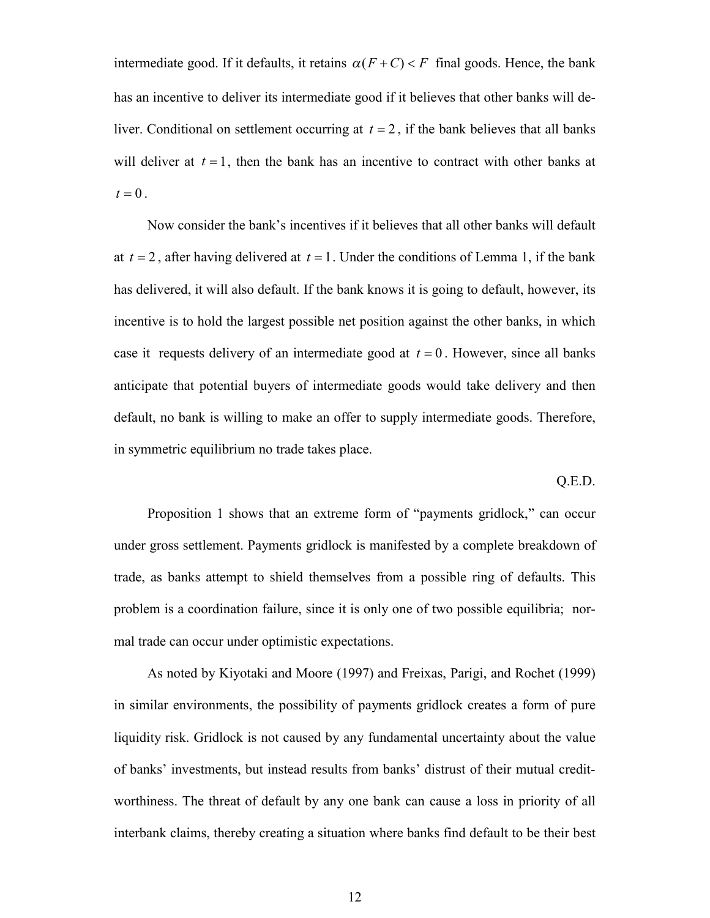intermediate good. If it defaults, it retains $\alpha(F+C)<F$ final goods. Hence, the bank has an incentive to deliver its intermediate good if it believes that other banks will deliver. Conditional on settlement occurring at $t=2$, if the bank believes that all banks will deliver at $t=1$, then the bank has an incentive to contract with other banks at $t=0$.

Now consider the bank's incentives if it believes that all other banks will default at $t=2$, after having delivered at $t=1$. Under the conditions of Lemma 1, if the bank has delivered, it will also default. If the bank knows it is going to default, however, its incentive is to hold the largest possible net position against the other banks, in which case it requests delivery of an intermediate good at $t=0$. However, since all banks anticipate that potential buyers of intermediate goods would take delivery and then default, no bank is willing to make an offer to supply intermediate goods. Therefore, in symmetric equilibrium no trade takes place.

Q.E.D.

Proposition 1 shows that an extreme form of "payments gridlock," can occur under gross settlement. Payments gridlock is manifested by a complete breakdown of trade, as banks attempt to shield themselves from a possible ring of defaults. This problem is a coordination failure, since it is only one of two possible equilibria; normal trade can occur under optimistic expectations.

As noted by Kiyotaki and Moore (1997) and Freixas, Parigi, and Rochet (1999) in similar environments, the possibility of payments gridlock creates a form of pure liquidity risk. Gridlock is not caused by any fundamental uncertainty about the value of banks' investments, but instead results from banks' distrust of their mutual creditworthiness. The threat of default by any one bank can cause a loss in priority of all interbank claims, thereby creating a situation where banks find default to be their best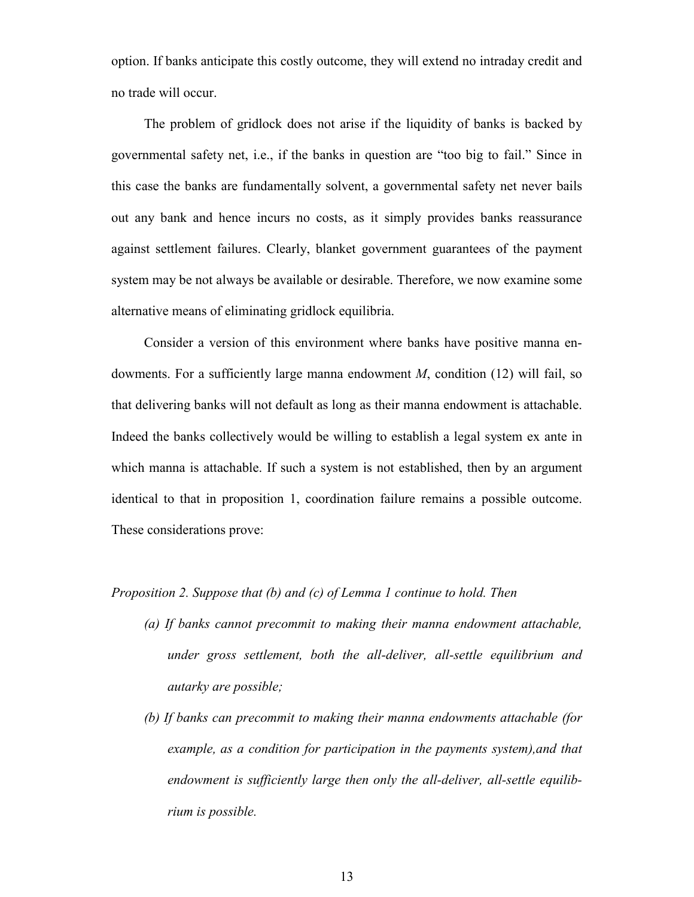option. If banks anticipate this costly outcome, they will extend no intraday credit and no trade will occur.

The problem of gridlock does not arise if the liquidity of banks is backed by governmental safety net, i.e., if the banks in question are "too big to fail." Since in this case the banks are fundamentally solvent, a governmental safety net never bails out any bank and hence incurs no costs, as it simply provides banks reassurance against settlement failures. Clearly, blanket government guarantees of the payment system may be not always be available or desirable. Therefore, we now examine some alternative means of eliminating gridlock equilibria.

Consider a version of this environment where banks have positive manna endowments. For a sufficiently large manna endowment $M$, condition (12) will fail, so that delivering banks will not default as long as their manna endowment is attachable. Indeed the banks collectively would be willing to establish a legal system ex ante in which manna is attachable. If such a system is not established, then by an argument identical to that in proposition 1, coordination failure remains a possible outcome. These considerations prove:

*Proposition 2. Suppose that (b) and (c) of Lemma 1 continue to hold. Then*

- *(a) If banks cannot precommit to making their manna endowment attachable, under gross settlement, both the all-deliver, all-settle equilibrium and autarky are possible;*
- *(b) If banks can precommit to making their manna endowments attachable (for example, as a condition for participation in the payments system),and that endowment is sufficiently large then only the all-deliver, all-settle equilibrium is possible.*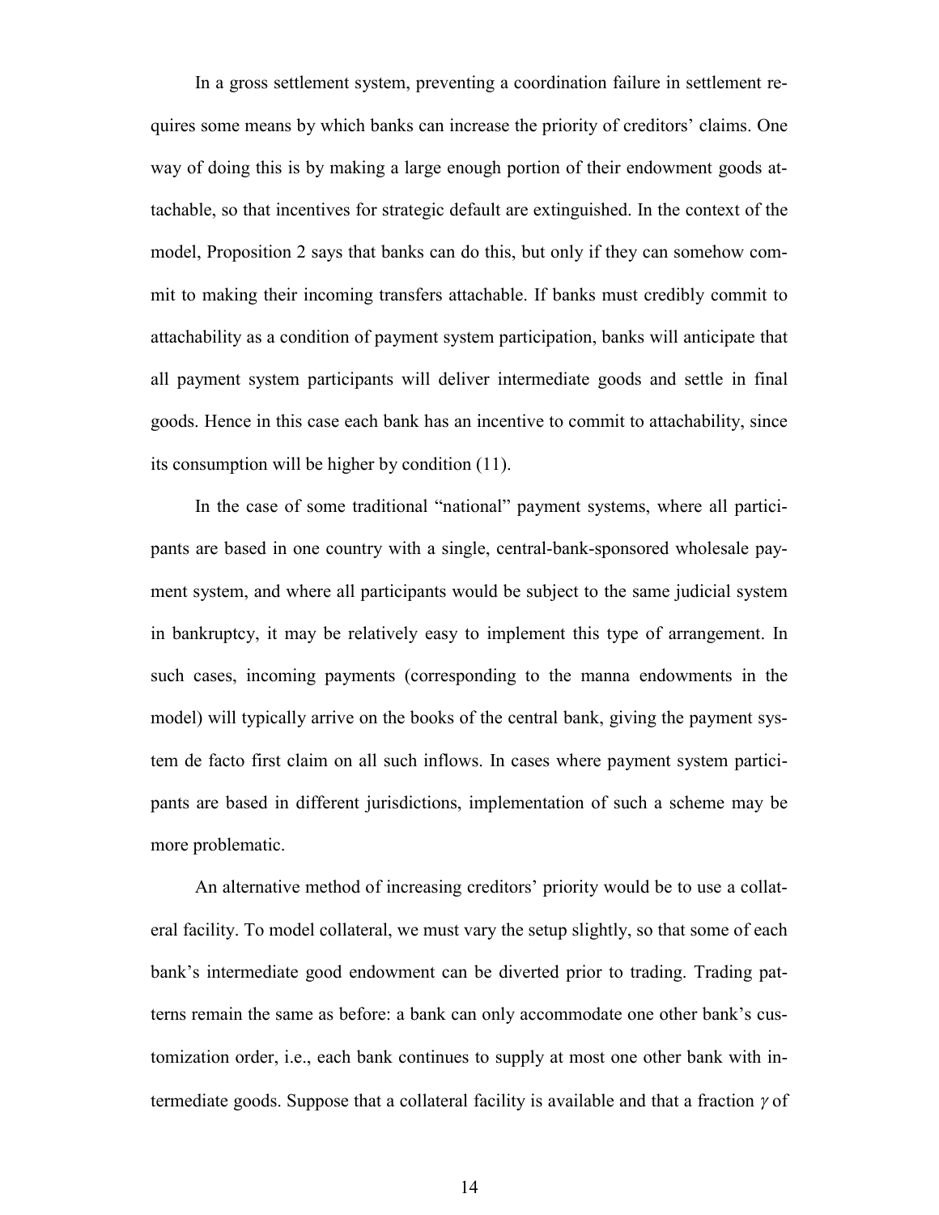In a gross settlement system, preventing a coordination failure in settlement requires some means by which banks can increase the priority of creditors' claims. One way of doing this is by making a large enough portion of their endowment goods attachable, so that incentives for strategic default are extinguished. In the context of the model, Proposition 2 says that banks can do this, but only if they can somehow commit to making their incoming transfers attachable. If banks must credibly commit to attachability as a condition of payment system participation, banks will anticipate that all payment system participants will deliver intermediate goods and settle in final goods. Hence in this case each bank has an incentive to commit to attachability, since its consumption will be higher by condition (11).

In the case of some traditional "national" payment systems, where all participants are based in one country with a single, central-bank-sponsored wholesale payment system, and where all participants would be subject to the same judicial system in bankruptcy, it may be relatively easy to implement this type of arrangement. In such cases, incoming payments (corresponding to the manna endowments in the model) will typically arrive on the books of the central bank, giving the payment system de facto first claim on all such inflows. In cases where payment system participants are based in different jurisdictions, implementation of such a scheme may be more problematic.

An alternative method of increasing creditors' priority would be to use a collateral facility. To model collateral, we must vary the setup slightly, so that some of each bank's intermediate good endowment can be diverted prior to trading. Trading patterns remain the same as before: a bank can only accommodate one other bank's customization order, i.e., each bank continues to supply at most one other bank with intermediate goods. Suppose that a collateral facility is available and that a fraction $\gamma$ of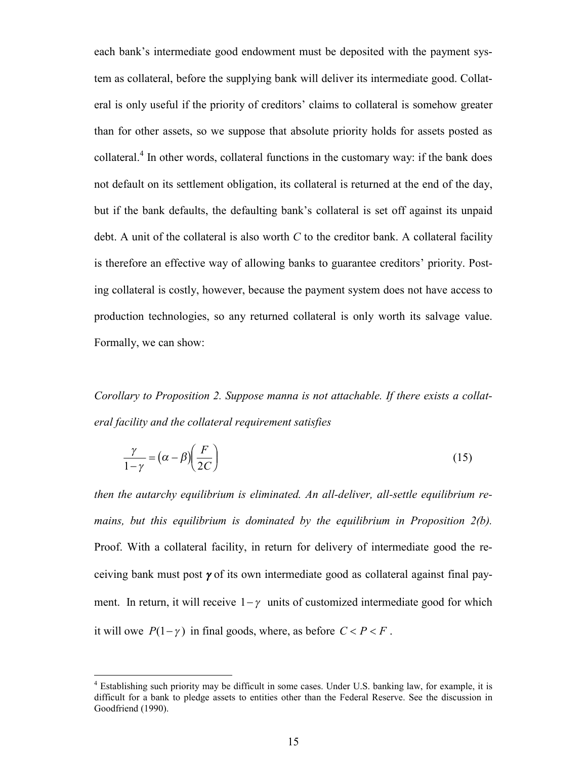each bank's intermediate good endowment must be deposited with the payment system as collateral, before the supplying bank will deliver its intermediate good. Collateral is only useful if the priority of creditors' claims to collateral is somehow greater than for other assets, so we suppose that absolute priority holds for assets posted as collateral.[4] In other words, collateral functions in the customary way: if the bank does not default on its settlement obligation, its collateral is returned at the end of the day, but if the bank defaults, the defaulting bank's collateral is set off against its unpaid debt. A unit of the collateral is also worth $C$ to the creditor bank. A collateral facility is therefore an effective way of allowing banks to guarantee creditors' priority. Posting collateral is costly, however, because the payment system does not have access to production technologies, so any returned collateral is only worth its salvage value. Formally, we can show:

*Corollary to Proposition 2. Suppose manna is not attachable. If there exists a collateral facility and the collateral requirement satisfies*

$$\frac{\gamma}{1-\gamma} = (\alpha - \beta)\left(\frac{F}{2C}\right) \tag{15}$$

*then the autarchy equilibrium is eliminated. An all-deliver, all-settle equilibrium remains, but this equilibrium is dominated by the equilibrium in Proposition 2(b).*
Proof. With a collateral facility, in return for delivery of intermediate good the receiving bank must post $\boldsymbol{\gamma}$ of its own intermediate good as collateral against final payment. In return, it will receive $1-\gamma$ units of customized intermediate good for which it will owe $P(1-\gamma)$ in final goods, where, as before $C < P < F$.

[4] Establishing such priority may be difficult in some cases. Under U.S. banking law, for example, it is difficult for a bank to pledge assets to entities other than the Federal Reserve. See the discussion in Goodfriend (1990).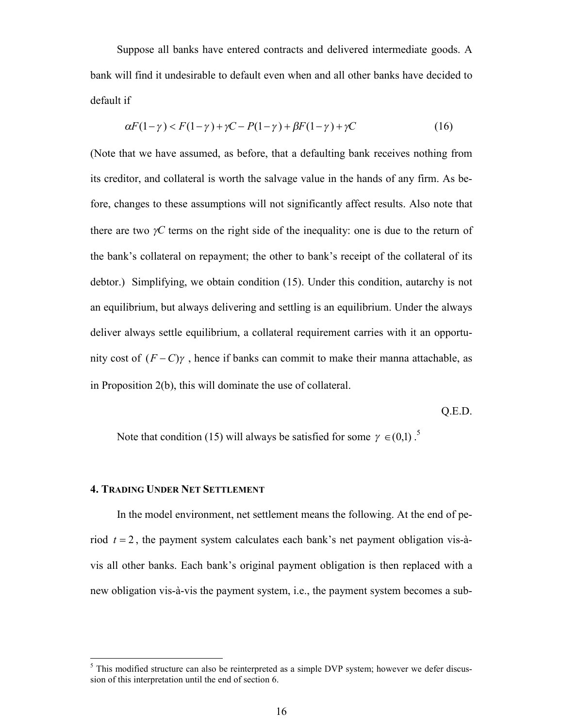Suppose all banks have entered contracts and delivered intermediate goods. A bank will find it undesirable to default even when and all other banks have decided to default if

$$\alpha F(1-\gamma) < F(1-\gamma) + \gamma C - P(1-\gamma) + \beta F(1-\gamma) + \gamma C \tag{16}$$

(Note that we have assumed, as before, that a defaulting bank receives nothing from its creditor, and collateral is worth the salvage value in the hands of any firm. As before, changes to these assumptions will not significantly affect results. Also note that there are two $\gamma C$ terms on the right side of the inequality: one is due to the return of the bank's collateral on repayment; the other to bank's receipt of the collateral of its debtor.) Simplifying, we obtain condition (15). Under this condition, autarchy is not an equilibrium, but always delivering and settling is an equilibrium. Under the always deliver always settle equilibrium, a collateral requirement carries with it an opportunity cost of $(F-C)\gamma$, hence if banks can commit to make their manna attachable, as in Proposition 2(b), this will dominate the use of collateral.

Q.E.D.

Note that condition (15) will always be satisfied for some $\gamma \in (0,1)$.[5]

## 4. Trading Under Net Settlement

In the model environment, net settlement means the following. At the end of period $t = 2$, the payment system calculates each bank's net payment obligation vis-à-vis all other banks. Each bank's original payment obligation is then replaced with a new obligation vis-à-vis the payment system, i.e., the payment system becomes a sub-

[5] This modified structure can also be reinterpreted as a simple DVP system; however we defer discussion of this interpretation until the end of section 6.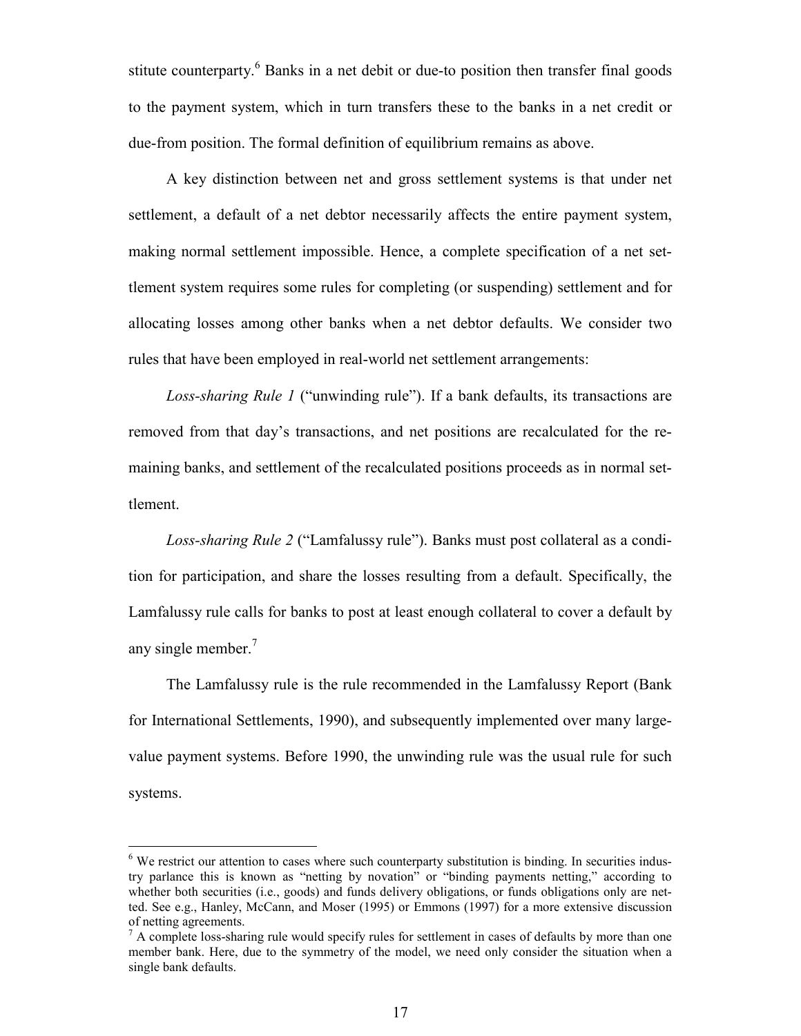stitute counterparty.[6] Banks in a net debit or due-to position then transfer final goods to the payment system, which in turn transfers these to the banks in a net credit or due-from position. The formal definition of equilibrium remains as above.

A key distinction between net and gross settlement systems is that under net settlement, a default of a net debtor necessarily affects the entire payment system, making normal settlement impossible. Hence, a complete specification of a net settlement system requires some rules for completing (or suspending) settlement and for allocating losses among other banks when a net debtor defaults. We consider two rules that have been employed in real-world net settlement arrangements:

*Loss-sharing Rule 1* ("unwinding rule"). If a bank defaults, its transactions are removed from that day's transactions, and net positions are recalculated for the remaining banks, and settlement of the recalculated positions proceeds as in normal settlement.

*Loss-sharing Rule 2* ("Lamfalussy rule"). Banks must post collateral as a condition for participation, and share the losses resulting from a default. Specifically, the Lamfalussy rule calls for banks to post at least enough collateral to cover a default by any single member.[7]

The Lamfalussy rule is the rule recommended in the Lamfalussy Report (Bank for International Settlements, 1990), and subsequently implemented over many large-value payment systems. Before 1990, the unwinding rule was the usual rule for such systems.

---

[6] We restrict our attention to cases where such counterparty substitution is binding. In securities industry parlance this is known as "netting by novation" or "binding payments netting," according to whether both securities (i.e., goods) and funds delivery obligations, or funds obligations only are netted. See e.g., Hanley, McCann, and Moser (1995) or Emmons (1997) for a more extensive discussion of netting agreements.

[7] A complete loss-sharing rule would specify rules for settlement in cases of defaults by more than one member bank. Here, due to the symmetry of the model, we need only consider the situation when a single bank defaults.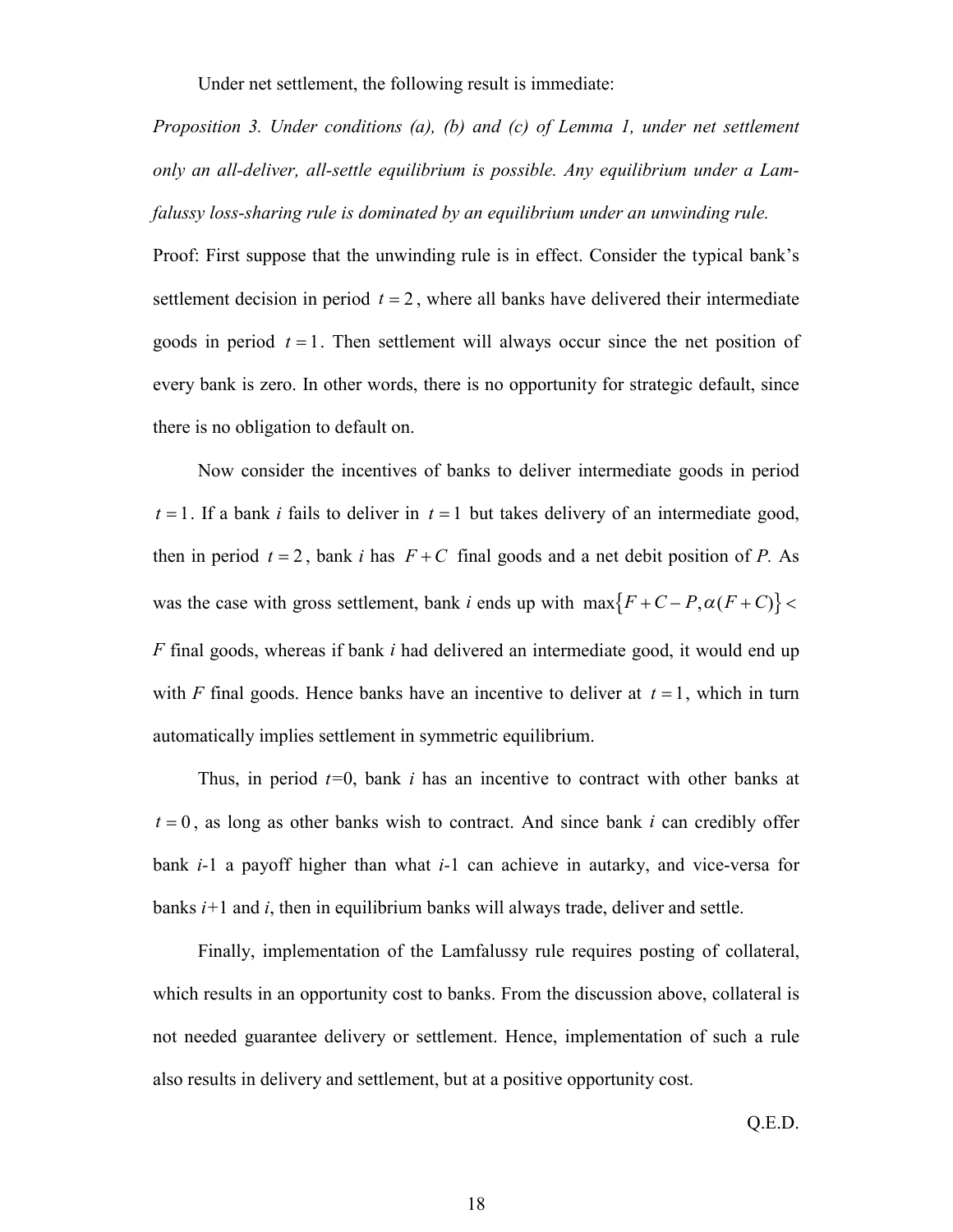Under net settlement, the following result is immediate:

*Proposition 3. Under conditions (a), (b) and (c) of Lemma 1, under net settlement only an all-deliver, all-settle equilibrium is possible. Any equilibrium under a Lamfalussy loss-sharing rule is dominated by an equilibrium under an unwinding rule.*

Proof: First suppose that the unwinding rule is in effect. Consider the typical bank's settlement decision in period $t = 2$, where all banks have delivered their intermediate goods in period $t = 1$. Then settlement will always occur since the net position of every bank is zero. In other words, there is no opportunity for strategic default, since there is no obligation to default on.

Now consider the incentives of banks to deliver intermediate goods in period $t = 1$. If a bank *i* fails to deliver in $t = 1$ but takes delivery of an intermediate good, then in period $t = 2$, bank *i* has $F + C$ final goods and a net debit position of *P.* As was the case with gross settlement, bank *i* ends up with $\max\{F + C - P, \alpha(F + C)\} <$ $F$ final goods, whereas if bank *i* had delivered an intermediate good, it would end up with *F* final goods. Hence banks have an incentive to deliver at $t = 1$, which in turn automatically implies settlement in symmetric equilibrium.

Thus, in period *t*=0, bank *i* has an incentive to contract with other banks at $t = 0$, as long as other banks wish to contract. And since bank *i* can credibly offer bank *i*-1 a payoff higher than what *i*-1 can achieve in autarky, and vice-versa for banks *i*+1 and *i*, then in equilibrium banks will always trade, deliver and settle.

Finally, implementation of the Lamfalussy rule requires posting of collateral, which results in an opportunity cost to banks. From the discussion above, collateral is not needed guarantee delivery or settlement. Hence, implementation of such a rule also results in delivery and settlement, but at a positive opportunity cost.

Q.E.D.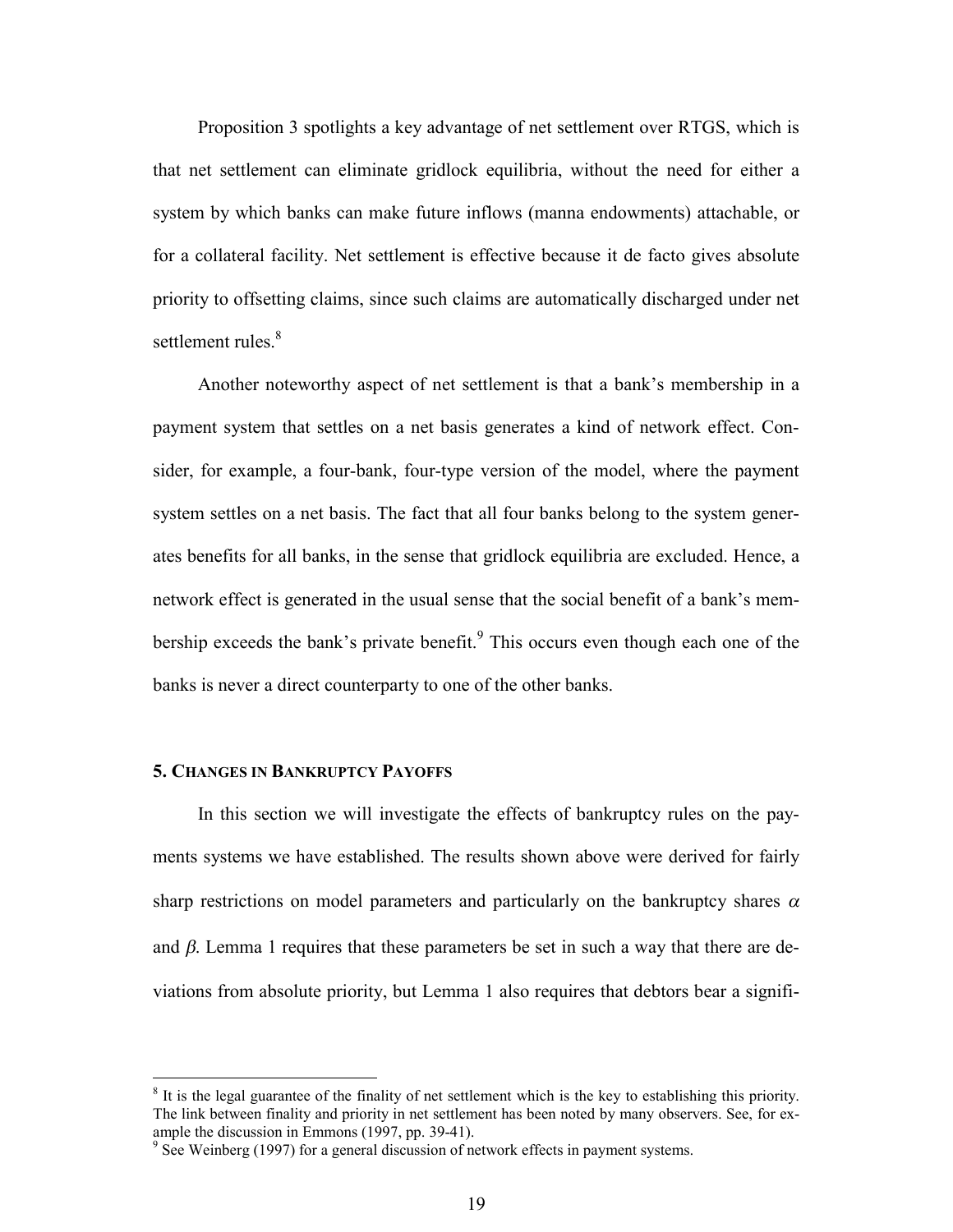Proposition 3 spotlights a key advantage of net settlement over RTGS, which is that net settlement can eliminate gridlock equilibria, without the need for either a system by which banks can make future inflows (manna endowments) attachable, or for a collateral facility. Net settlement is effective because it de facto gives absolute priority to offsetting claims, since such claims are automatically discharged under net settlement rules.[8]

Another noteworthy aspect of net settlement is that a bank's membership in a payment system that settles on a net basis generates a kind of network effect. Consider, for example, a four-bank, four-type version of the model, where the payment system settles on a net basis. The fact that all four banks belong to the system generates benefits for all banks, in the sense that gridlock equilibria are excluded. Hence, a network effect is generated in the usual sense that the social benefit of a bank's membership exceeds the bank's private benefit.[9] This occurs even though each one of the banks is never a direct counterparty to one of the other banks.

## 5. Changes in Bankruptcy Payoffs

In this section we will investigate the effects of bankruptcy rules on the payments systems we have established. The results shown above were derived for fairly sharp restrictions on model parameters and particularly on the bankruptcy shares $\alpha$ and $\beta$. Lemma 1 requires that these parameters be set in such a way that there are deviations from absolute priority, but Lemma 1 also requires that debtors bear a signifi-

---

[8] It is the legal guarantee of the finality of net settlement which is the key to establishing this priority. The link between finality and priority in net settlement has been noted by many observers. See, for example the discussion in Emmons (1997, pp. 39-41).

[9] See Weinberg (1997) for a general discussion of network effects in payment systems.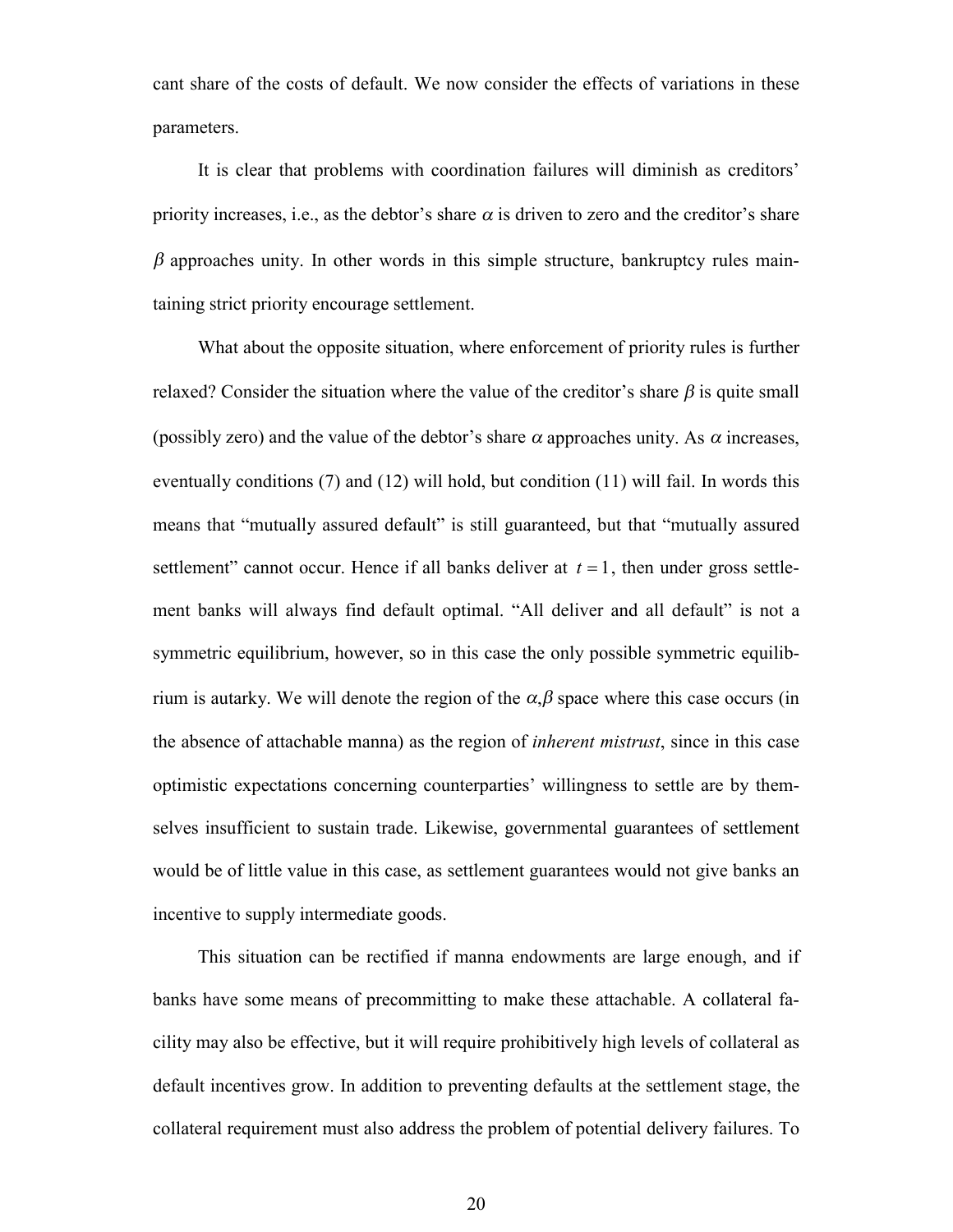cant share of the costs of default. We now consider the effects of variations in these parameters.

It is clear that problems with coordination failures will diminish as creditors' priority increases, i.e., as the debtor's share $\alpha$ is driven to zero and the creditor's share $\beta$ approaches unity. In other words in this simple structure, bankruptcy rules maintaining strict priority encourage settlement.

What about the opposite situation, where enforcement of priority rules is further relaxed? Consider the situation where the value of the creditor's share $\beta$ is quite small (possibly zero) and the value of the debtor's share $\alpha$ approaches unity. As $\alpha$ increases, eventually conditions (7) and (12) will hold, but condition (11) will fail. In words this means that "mutually assured default" is still guaranteed, but that "mutually assured settlement" cannot occur. Hence if all banks deliver at $t = 1$, then under gross settlement banks will always find default optimal. "All deliver and all default" is not a symmetric equilibrium, however, so in this case the only possible symmetric equilibrium is autarky. We will denote the region of the $\alpha,\beta$ space where this case occurs (in the absence of attachable manna) as the region of *inherent mistrust*, since in this case optimistic expectations concerning counterparties' willingness to settle are by themselves insufficient to sustain trade. Likewise, governmental guarantees of settlement would be of little value in this case, as settlement guarantees would not give banks an incentive to supply intermediate goods.

This situation can be rectified if manna endowments are large enough, and if banks have some means of precommitting to make these attachable. A collateral facility may also be effective, but it will require prohibitively high levels of collateral as default incentives grow. In addition to preventing defaults at the settlement stage, the collateral requirement must also address the problem of potential delivery failures. To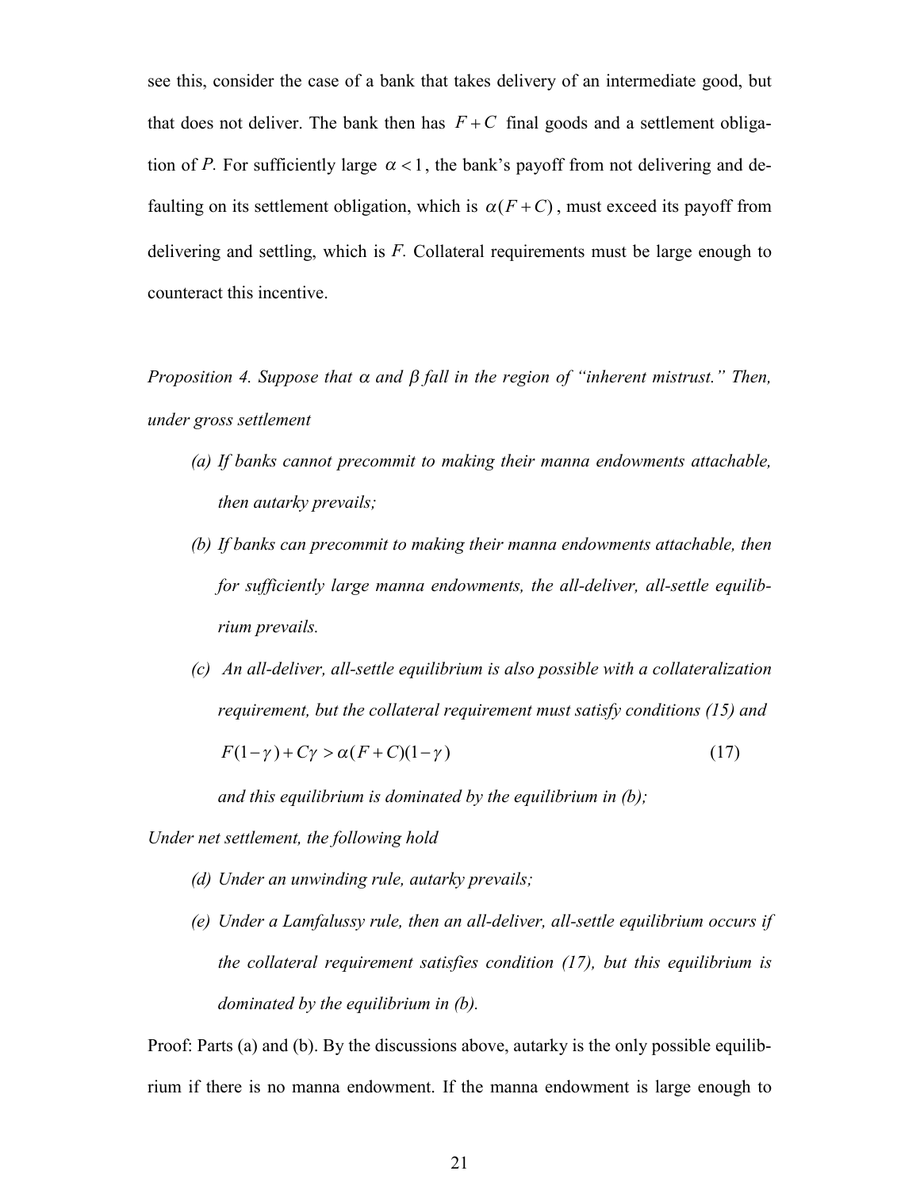see this, consider the case of a bank that takes delivery of an intermediate good, but that does not deliver. The bank then has $F + C$ final goods and a settlement obligation of *P*. For sufficiently large $\alpha < 1$, the bank's payoff from not delivering and defaulting on its settlement obligation, which is $\alpha(F + C)$, must exceed its payoff from delivering and settling, which is *F*. Collateral requirements must be large enough to counteract this incentive.

*Proposition 4. Suppose that $\alpha$ and $\beta$ fall in the region of "inherent mistrust." Then, under gross settlement*

- *(a) If banks cannot precommit to making their manna endowments attachable, then autarky prevails;*
- *(b) If banks can precommit to making their manna endowments attachable, then for sufficiently large manna endowments, the all-deliver, all-settle equilibrium prevails.*
- *(c) An all-deliver, all-settle equilibrium is also possible with a collateralization requirement, but the collateral requirement must satisfy conditions (15) and*

$$F(1-\gamma) + C\gamma > \alpha(F + C)(1-\gamma) \tag{17}$$

  *and this equilibrium is dominated by the equilibrium in (b);*

*Under net settlement, the following hold*

- *(d) Under an unwinding rule, autarky prevails;*
- *(e) Under a Lamfalussy rule, then an all-deliver, all-settle equilibrium occurs if the collateral requirement satisfies condition (17), but this equilibrium is dominated by the equilibrium in (b).*

Proof: Parts (a) and (b). By the discussions above, autarky is the only possible equilibrium if there is no manna endowment. If the manna endowment is large enough to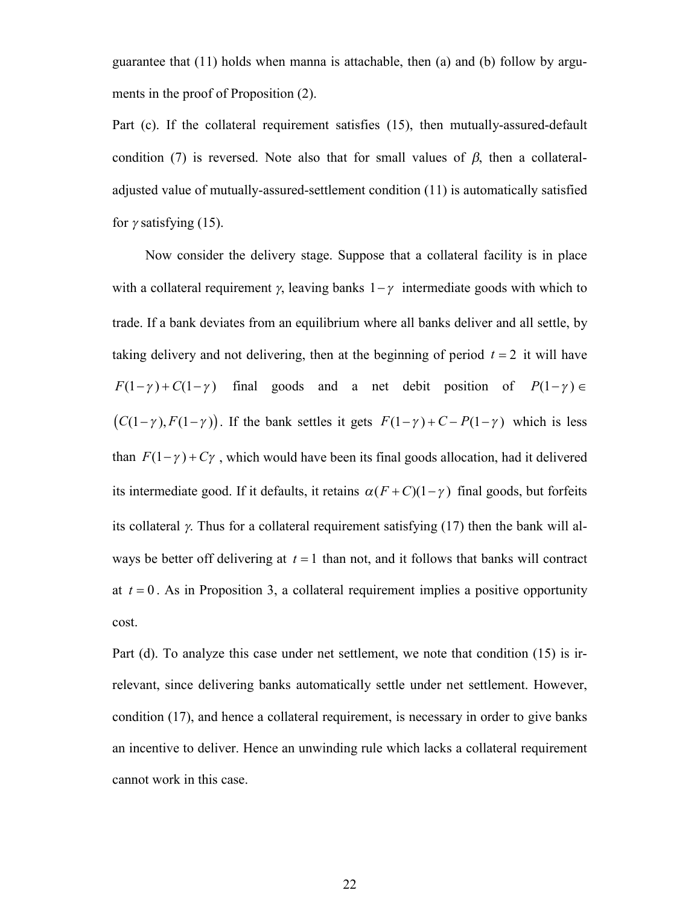guarantee that (11) holds when manna is attachable, then (a) and (b) follow by arguments in the proof of Proposition (2).

*Part* (c). If the collateral requirement satisfies (15), then mutually-assured-default condition (7) is reversed. Note also that for small values of $\beta$, then a collateral-adjusted value of mutually-assured-settlement condition (11) is automatically satisfied for $\gamma$ satisfying (15).

Now consider the delivery stage. Suppose that a collateral facility is in place with a collateral requirement $\gamma$, leaving banks $1-\gamma$ intermediate goods with which to trade. If a bank deviates from an equilibrium where all banks deliver and all settle, by taking delivery and not delivering, then at the beginning of period $t=2$ it will have $F(1-\gamma)+C(1-\gamma)$ final goods and a net debit position of $P(1-\gamma) \in \left(C(1-\gamma), F(1-\gamma)\right)$. If the bank settles it gets $F(1-\gamma)+C-P(1-\gamma)$ which is less than $F(1-\gamma)+C\gamma$ , which would have been its final goods allocation, had it delivered its intermediate good. If it defaults, it retains $\alpha(F+C)(1-\gamma)$ final goods, but forfeits its collateral $\gamma$. Thus for a collateral requirement satisfying (17) then the bank will always be better off delivering at $t=1$ than not, and it follows that banks will contract at $t=0$. As in Proposition 3, a collateral requirement implies a positive opportunity cost.

*Part* (d). To analyze this case under net settlement, we note that condition (15) is irrelevant, since delivering banks automatically settle under net settlement. However, condition (17), and hence a collateral requirement, is necessary in order to give banks an incentive to deliver. Hence an unwinding rule which lacks a collateral requirement cannot work in this case.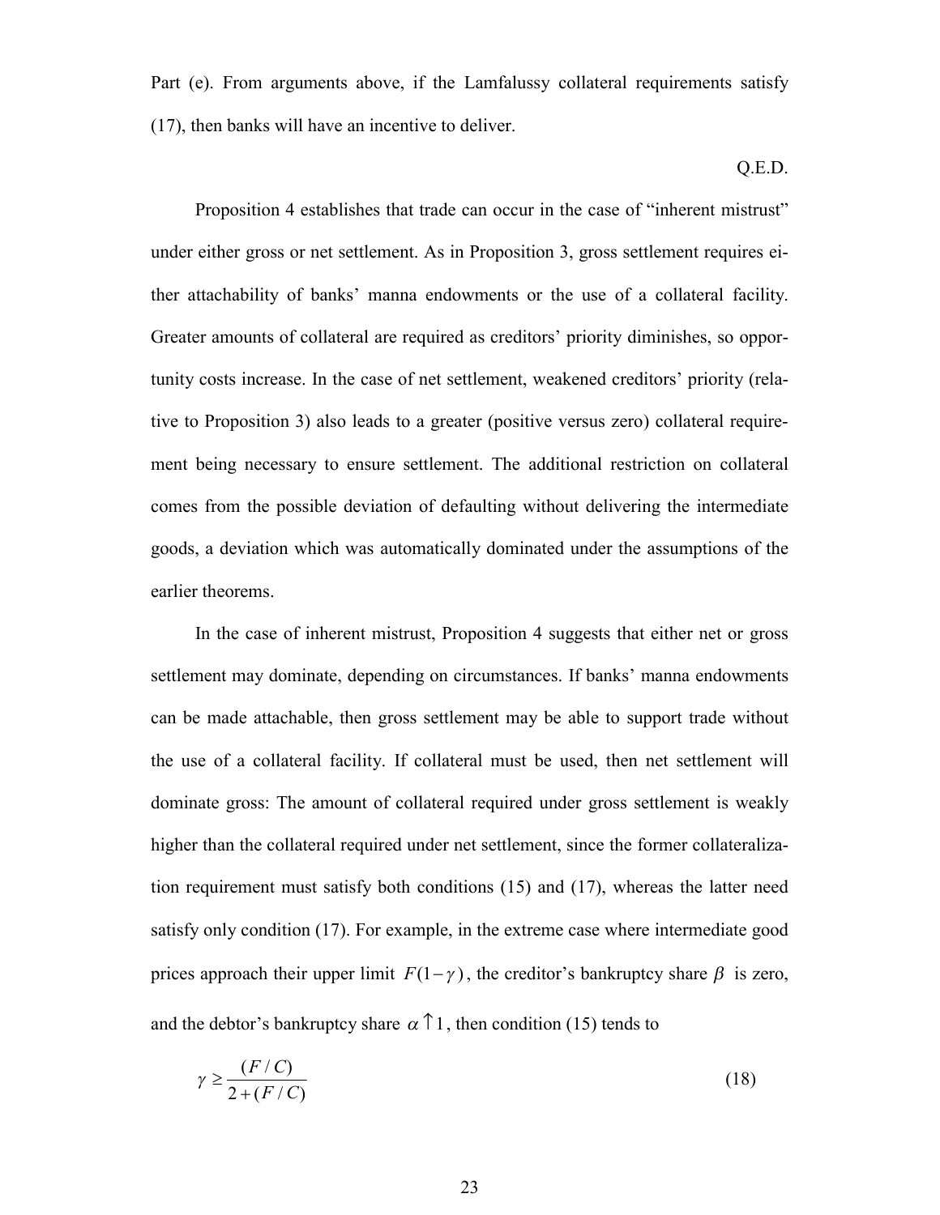Part (e). From arguments above, if the Lamfalussy collateral requirements satisfy (17), then banks will have an incentive to deliver.

Q.E.D.

Proposition 4 establishes that trade can occur in the case of "inherent mistrust" under either gross or net settlement. As in Proposition 3, gross settlement requires either attachability of banks' manna endowments or the use of a collateral facility. Greater amounts of collateral are required as creditors' priority diminishes, so opportunity costs increase. In the case of net settlement, weakened creditors' priority (relative to Proposition 3) also leads to a greater (positive versus zero) collateral requirement being necessary to ensure settlement. The additional restriction on collateral comes from the possible deviation of defaulting without delivering the intermediate goods, a deviation which was automatically dominated under the assumptions of the earlier theorems.

In the case of inherent mistrust, Proposition 4 suggests that either net or gross settlement may dominate, depending on circumstances. If banks' manna endowments can be made attachable, then gross settlement may be able to support trade without the use of a collateral facility. If collateral must be used, then net settlement will dominate gross: The amount of collateral required under gross settlement is weakly higher than the collateral required under net settlement, since the former collateralization requirement must satisfy both conditions (15) and (17), whereas the latter need satisfy only condition (17). For example, in the extreme case where intermediate good prices approach their upper limit $F(1-\gamma)$, the creditor's bankruptcy share $\beta$ is zero, and the debtor's bankruptcy share $\alpha \uparrow 1$, then condition (15) tends to

$$\gamma \geq \frac{(F/C)}{2+(F/C)} \tag{18}$$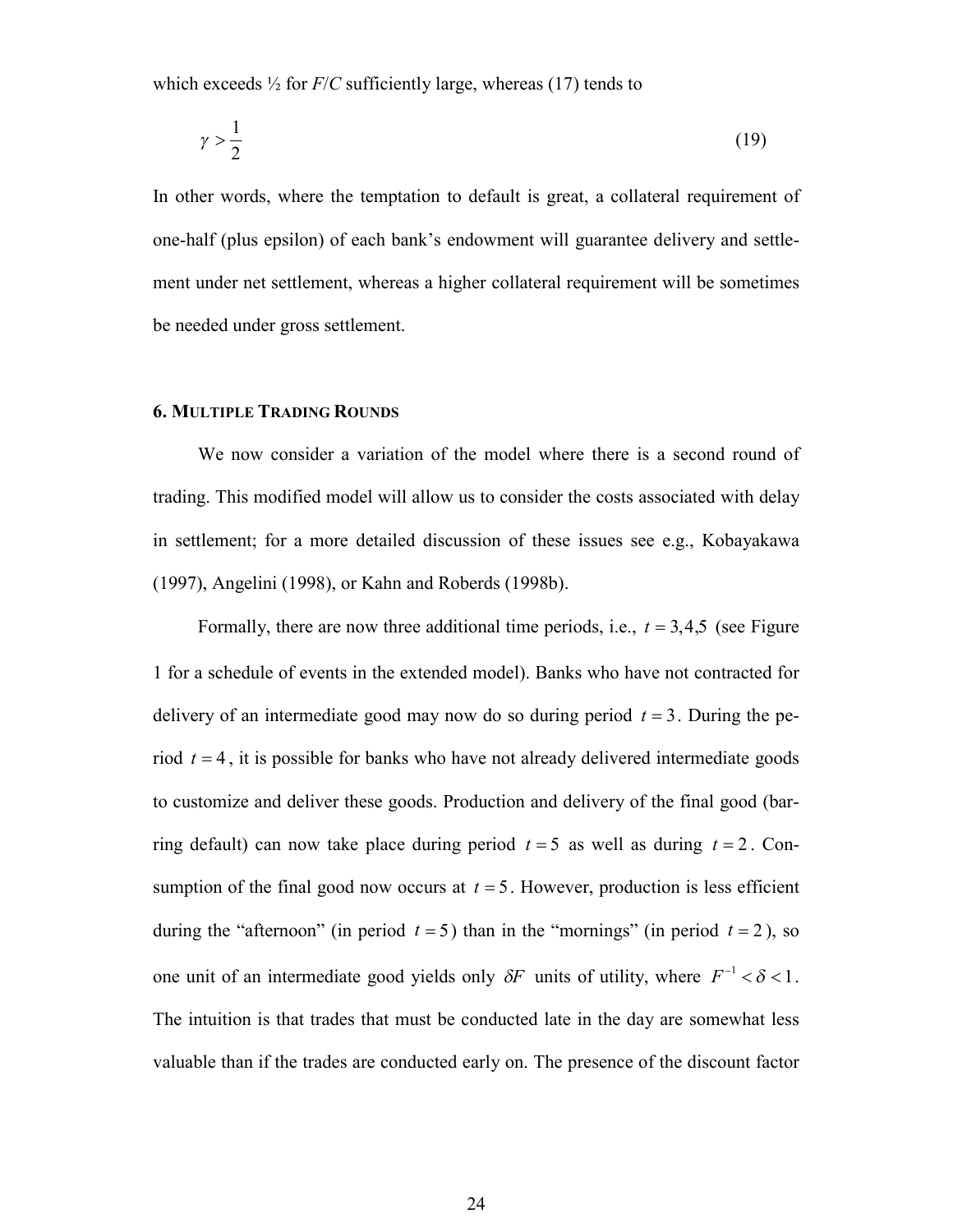which exceeds ½ for $F/C$ sufficiently large, whereas (17) tends to

$$\gamma > \frac{1}{2} \tag{19}$$

In other words, where the temptation to default is great, a collateral requirement of one-half (plus epsilon) of each bank's endowment will guarantee delivery and settlement under net settlement, whereas a higher collateral requirement will be sometimes be needed under gross settlement.

## 6. MULTIPLE TRADING ROUNDS

We now consider a variation of the model where there is a second round of trading. This modified model will allow us to consider the costs associated with delay in settlement; for a more detailed discussion of these issues see e.g., Kobayakawa (1997), Angelini (1998), or Kahn and Roberts (1998b).

Formally, there are now three additional time periods, i.e., $t = 3,4,5$ (see Figure 1 for a schedule of events in the extended model). Banks who have not contracted for delivery of an intermediate good may now do so during period $t = 3$. During the period $t = 4$, it is possible for banks who have not already delivered intermediate goods to customize and deliver these goods. Production and delivery of the final good (barring default) can now take place during period $t = 5$ as well as during $t = 2$. Consumption of the final good now occurs at $t = 5$. However, production is less efficient during the "afternoon" (in period $t = 5$) than in the "mornings" (in period $t = 2$), so one unit of an intermediate good yields only $\delta F$ units of utility, where $F^{-1} < \delta < 1$. The intuition is that trades that must be conducted late in the day are somewhat less valuable than if the trades are conducted early on. The presence of the discount factor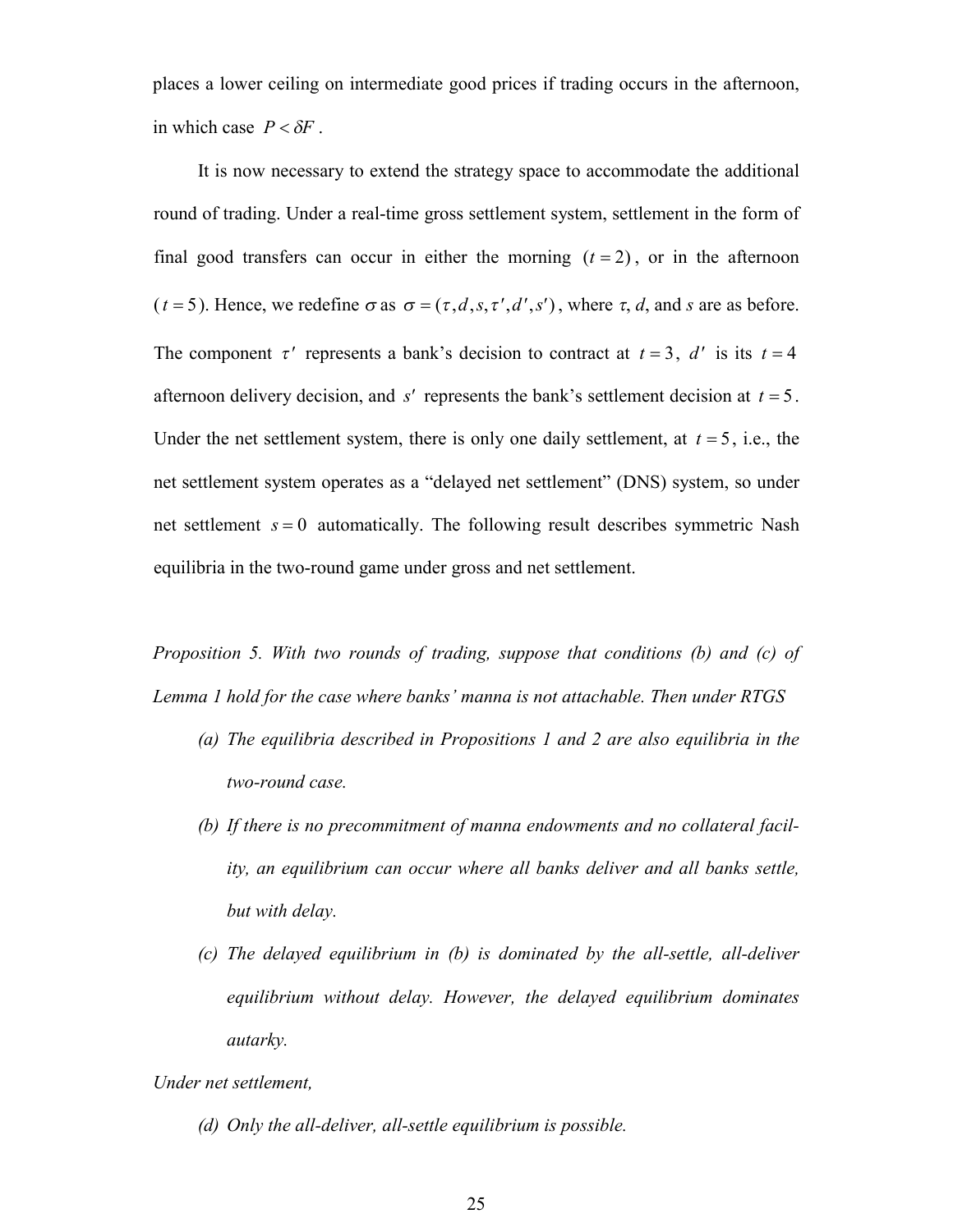places a lower ceiling on intermediate good prices if trading occurs in the afternoon, in which case $P < \delta F$.

It is now necessary to extend the strategy space to accommodate the additional round of trading. Under a real-time gross settlement system, settlement in the form of final good transfers can occur in either the morning $(t = 2)$, or in the afternoon $(t = 5)$. Hence, we redefine $\sigma$ as $\sigma = (\tau, d, s, \tau', d', s')$, where $\tau$, $d$, and $s$ are as before. The component $\tau'$ represents a bank's decision to contract at $t = 3$, $d'$ is its $t = 4$ afternoon delivery decision, and $s'$ represents the bank's settlement decision at $t = 5$. Under the net settlement system, there is only one daily settlement, at $t = 5$, i.e., the net settlement system operates as a "delayed net settlement" (DNS) system, so under net settlement $s = 0$ automatically. The following result describes symmetric Nash equilibria in the two-round game under gross and net settlement.

*Proposition 5. With two rounds of trading, suppose that conditions (b) and (c) of Lemma 1 hold for the case where banks' manna is not attachable. Then under RTGS*

- *(a) The equilibria described in Propositions 1 and 2 are also equilibria in the two-round case.*
- *(b) If there is no precommitment of manna endowments and no collateral facility, an equilibrium can occur where all banks deliver and all banks settle, but with delay.*
- *(c) The delayed equilibrium in (b) is dominated by the all-settle, all-deliver equilibrium without delay. However, the delayed equilibrium dominates autarky.*

*Under net settlement,*

- *(d) Only the all-deliver, all-settle equilibrium is possible.*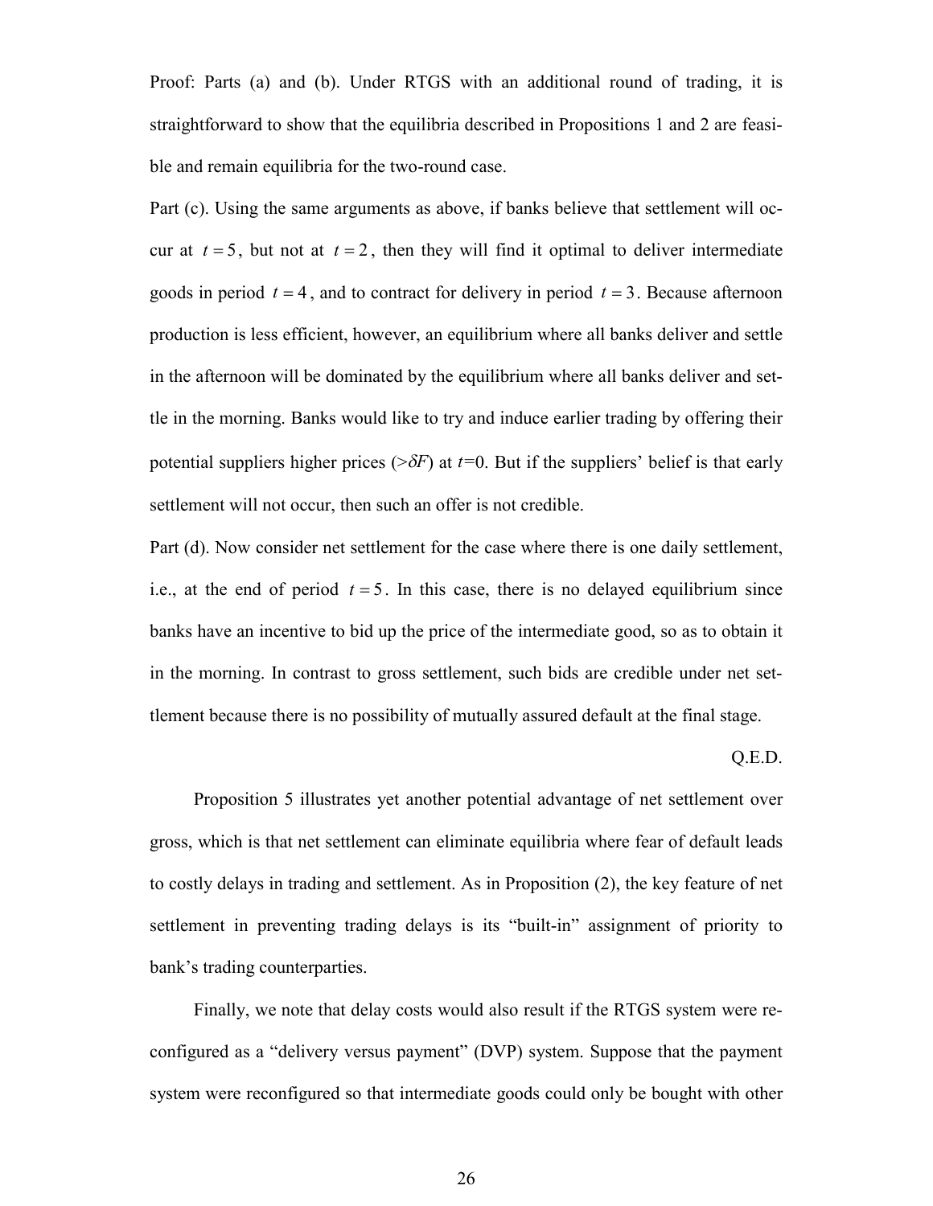Proof: Parts (a) and (b). Under RTGS with an additional round of trading, it is straightforward to show that the equilibria described in Propositions 1 and 2 are feasible and remain equilibria for the two-round case.

Part (c). Using the same arguments as above, if banks believe that settlement will occur at $t = 5$, but not at $t = 2$, then they will find it optimal to deliver intermediate goods in period $t = 4$, and to contract for delivery in period $t = 3$. Because afternoon production is less efficient, however, an equilibrium where all banks deliver and settle in the afternoon will be dominated by the equilibrium where all banks deliver and settle in the morning. Banks would like to try and induce earlier trading by offering their potential suppliers higher prices ($>\delta F$) at $t=0$. But if the suppliers' belief is that early settlement will not occur, then such an offer is not credible.

Part (d). Now consider net settlement for the case where there is one daily settlement, i.e., at the end of period $t = 5$. In this case, there is no delayed equilibrium since banks have an incentive to bid up the price of the intermediate good, so as to obtain it in the morning. In contrast to gross settlement, such bids are credible under net settlement because there is no possibility of mutually assured default at the final stage.

Q.E.D.

Proposition 5 illustrates yet another potential advantage of net settlement over gross, which is that net settlement can eliminate equilibria where fear of default leads to costly delays in trading and settlement. As in Proposition (2), the key feature of net settlement in preventing trading delays is its "built-in" assignment of priority to bank's trading counterparties.

Finally, we note that delay costs would also result if the RTGS system were reconfigured as a "delivery versus payment" (DVP) system. Suppose that the payment system were reconfigured so that intermediate goods could only be bought with other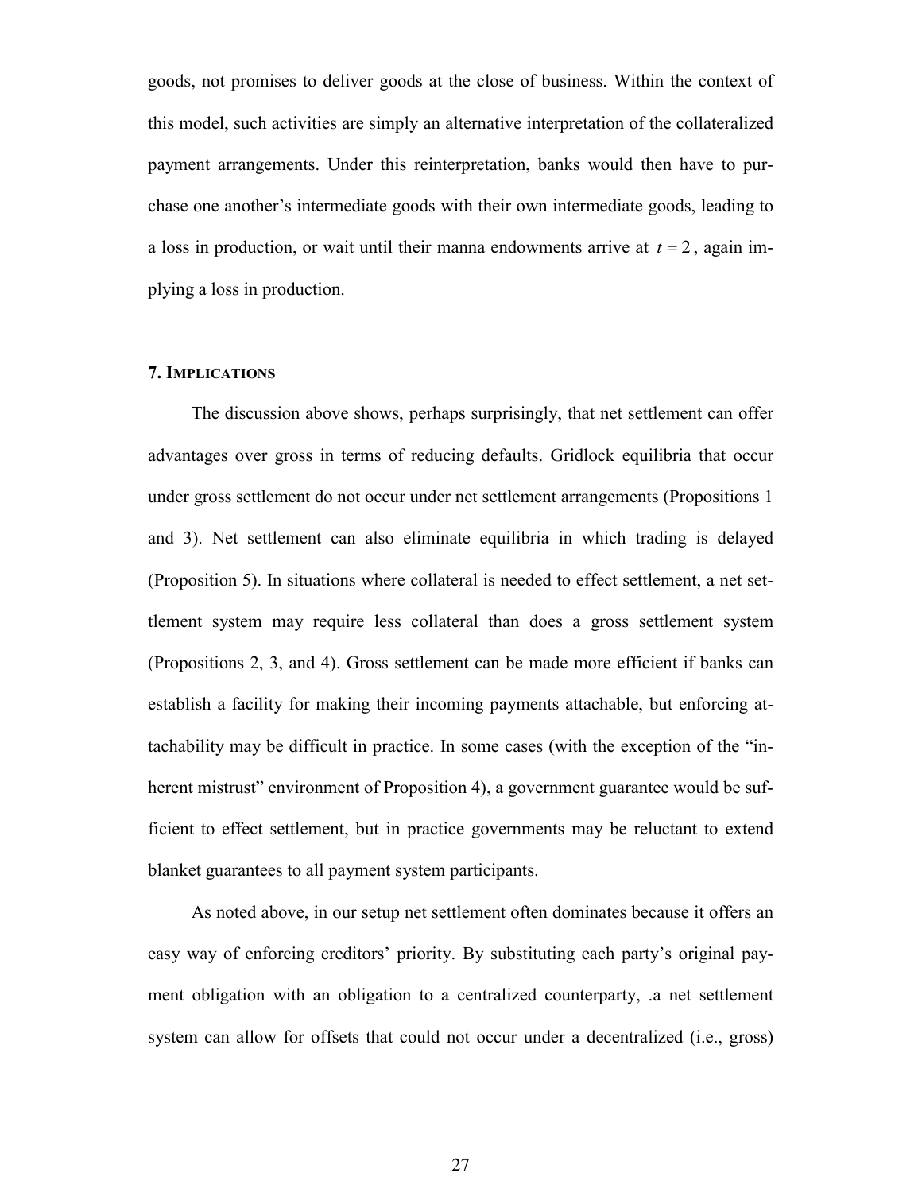goods, not promises to deliver goods at the close of business. Within the context of this model, such activities are simply an alternative interpretation of the collateralized payment arrangements. Under this reinterpretation, banks would then have to purchase one another's intermediate goods with their own intermediate goods, leading to a loss in production, or wait until their manna endowments arrive at $t = 2$, again implying a loss in production.

## 7. Implications

The discussion above shows, perhaps surprisingly, that net settlement can offer advantages over gross in terms of reducing defaults. Gridlock equilibria that occur under gross settlement do not occur under net settlement arrangements (Propositions 1 and 3). Net settlement can also eliminate equilibria in which trading is delayed (Proposition 5). In situations where collateral is needed to effect settlement, a net settlement system may require less collateral than does a gross settlement system (Propositions 2, 3, and 4). Gross settlement can be made more efficient if banks can establish a facility for making their incoming payments attachable, but enforcing attachability may be difficult in practice. In some cases (with the exception of the "inherent mistrust" environment of Proposition 4), a government guarantee would be sufficient to effect settlement, but in practice governments may be reluctant to extend blanket guarantees to all payment system participants.

As noted above, in our setup net settlement often dominates because it offers an easy way of enforcing creditors' priority. By substituting each party's original payment obligation with an obligation to a centralized counterparty, .a net settlement system can allow for offsets that could not occur under a decentralized (i.e., gross)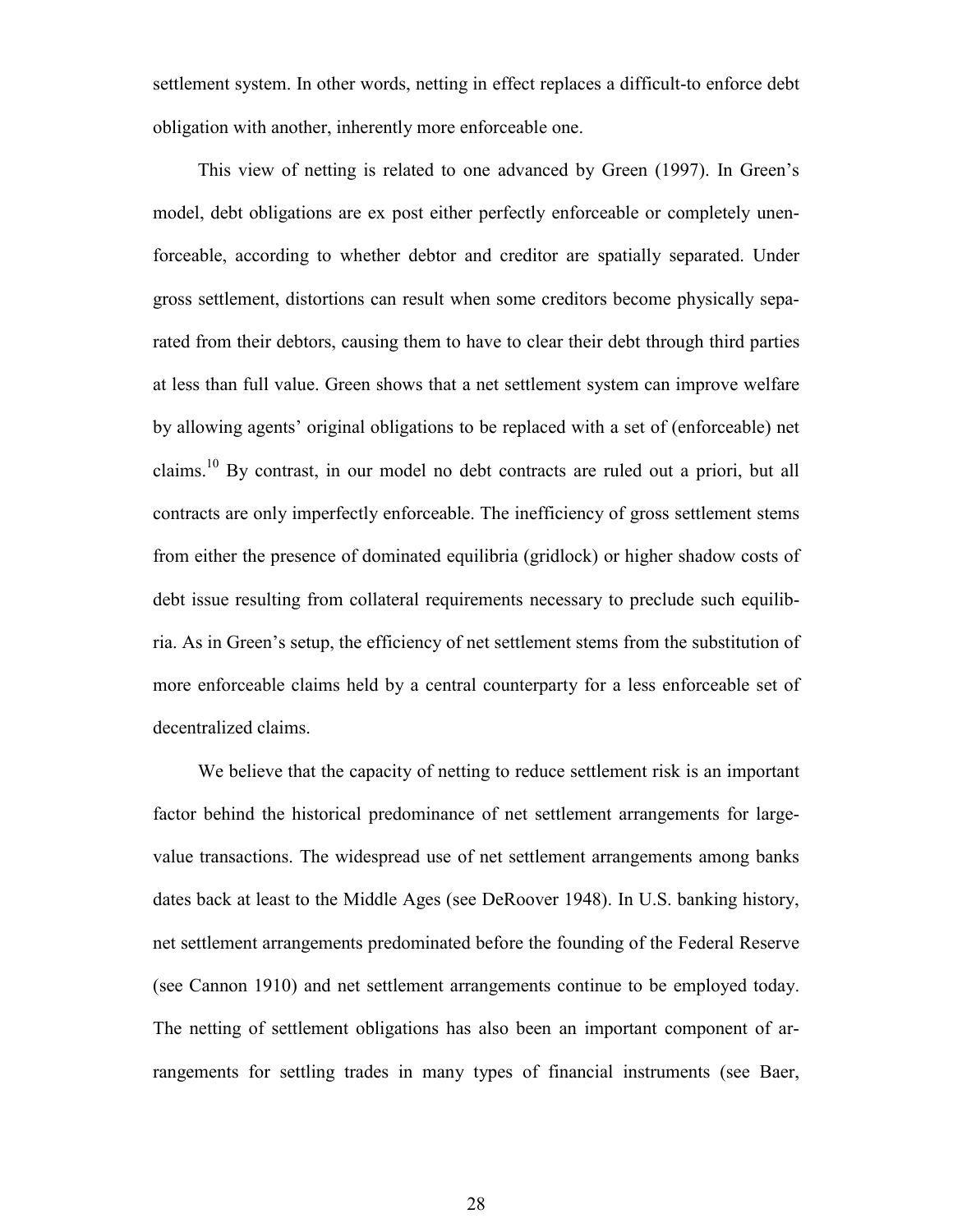settlement system. In other words, netting in effect replaces a difficult-to enforce debt obligation with another, inherently more enforceable one.

This view of netting is related to one advanced by Green (1997). In Green's model, debt obligations are ex post either perfectly enforceable or completely unenforceable, according to whether debtor and creditor are spatially separated. Under gross settlement, distortions can result when some creditors become physically separated from their debtors, causing them to have to clear their debt through third parties at less than full value. Green shows that a net settlement system can improve welfare by allowing agents' original obligations to be replaced with a set of (enforceable) net claims.[10] By contrast, in our model no debt contracts are ruled out a priori, but all contracts are only imperfectly enforceable. The inefficiency of gross settlement stems from either the presence of dominated equilibria (gridlock) or higher shadow costs of debt issue resulting from collateral requirements necessary to preclude such equilibria. As in Green's setup, the efficiency of net settlement stems from the substitution of more enforceable claims held by a central counterparty for a less enforceable set of decentralized claims.

We believe that the capacity of netting to reduce settlement risk is an important factor behind the historical predominance of net settlement arrangements for large-value transactions. The widespread use of net settlement arrangements among banks dates back at least to the Middle Ages (see DeRoover 1948). In U.S. banking history, net settlement arrangements predominated before the founding of the Federal Reserve (see Cannon 1910) and net settlement arrangements continue to be employed today. The netting of settlement obligations has also been an important component of arrangements for settling trades in many types of financial instruments (see Baer,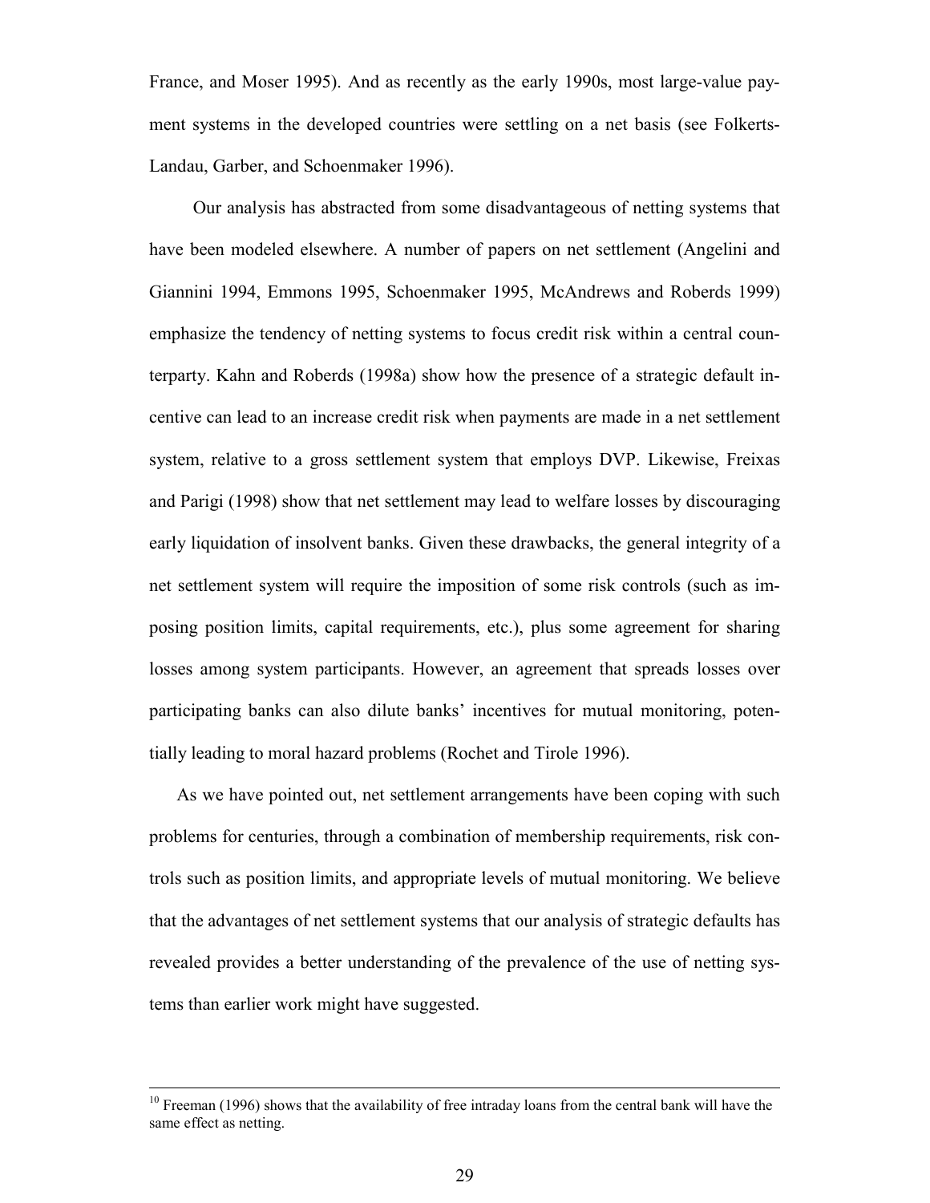France, and Moser 1995). And as recently as the early 1990s, most large-value payment systems in the developed countries were settling on a net basis (see Folkerts-Landau, Garber, and Schoenmaker 1996).

Our analysis has abstracted from some disadvantageous of netting systems that have been modeled elsewhere. A number of papers on net settlement (Angelini and Giannini 1994, Emmons 1995, Schoenmaker 1995, McAndrews and Roberds 1999) emphasize the tendency of netting systems to focus credit risk within a central counterparty. Kahn and Roberds (1998a) show how the presence of a strategic default incentive can lead to an increase credit risk when payments are made in a net settlement system, relative to a gross settlement system that employs DVP. Likewise, Freixas and Parigi (1998) show that net settlement may lead to welfare losses by discouraging early liquidation of insolvent banks. Given these drawbacks, the general integrity of a net settlement system will require the imposition of some risk controls (such as imposing position limits, capital requirements, etc.), plus some agreement for sharing losses among system participants. However, an agreement that spreads losses over participating banks can also dilute banks' incentives for mutual monitoring, potentially leading to moral hazard problems (Rochet and Tirole 1996).

As we have pointed out, net settlement arrangements have been coping with such problems for centuries, through a combination of membership requirements, risk controls such as position limits, and appropriate levels of mutual monitoring. We believe that the advantages of net settlement systems that our analysis of strategic defaults has revealed provides a better understanding of the prevalence of the use of netting systems than earlier work might have suggested.

---

[10] Freeman (1996) shows that the availability of free intraday loans from the central bank will have the same effect as netting.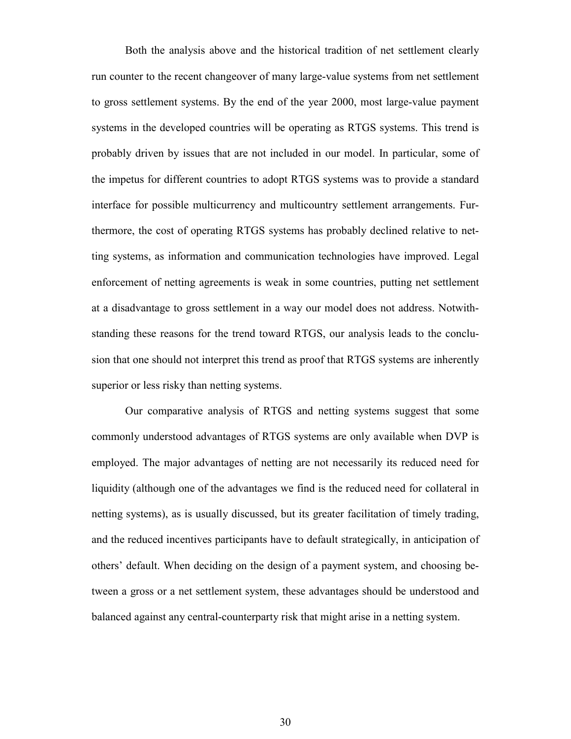Both the analysis above and the historical tradition of net settlement clearly run counter to the recent changeover of many large-value systems from net settlement to gross settlement systems. By the end of the year 2000, most large-value payment systems in the developed countries will be operating as RTGS systems. This trend is probably driven by issues that are not included in our model. In particular, some of the impetus for different countries to adopt RTGS systems was to provide a standard interface for possible multicurrency and multicountry settlement arrangements. Furthermore, the cost of operating RTGS systems has probably declined relative to netting systems, as information and communication technologies have improved. Legal enforcement of netting agreements is weak in some countries, putting net settlement at a disadvantage to gross settlement in a way our model does not address. Notwithstanding these reasons for the trend toward RTGS, our analysis leads to the conclusion that one should not interpret this trend as proof that RTGS systems are inherently superior or less risky than netting systems.

Our comparative analysis of RTGS and netting systems suggest that some commonly understood advantages of RTGS systems are only available when DVP is employed. The major advantages of netting are not necessarily its reduced need for liquidity (although one of the advantages we find is the reduced need for collateral in netting systems), as is usually discussed, but its greater facilitation of timely trading, and the reduced incentives participants have to default strategically, in anticipation of others' default. When deciding on the design of a payment system, and choosing between a gross or a net settlement system, these advantages should be understood and balanced against any central-counterparty risk that might arise in a netting system.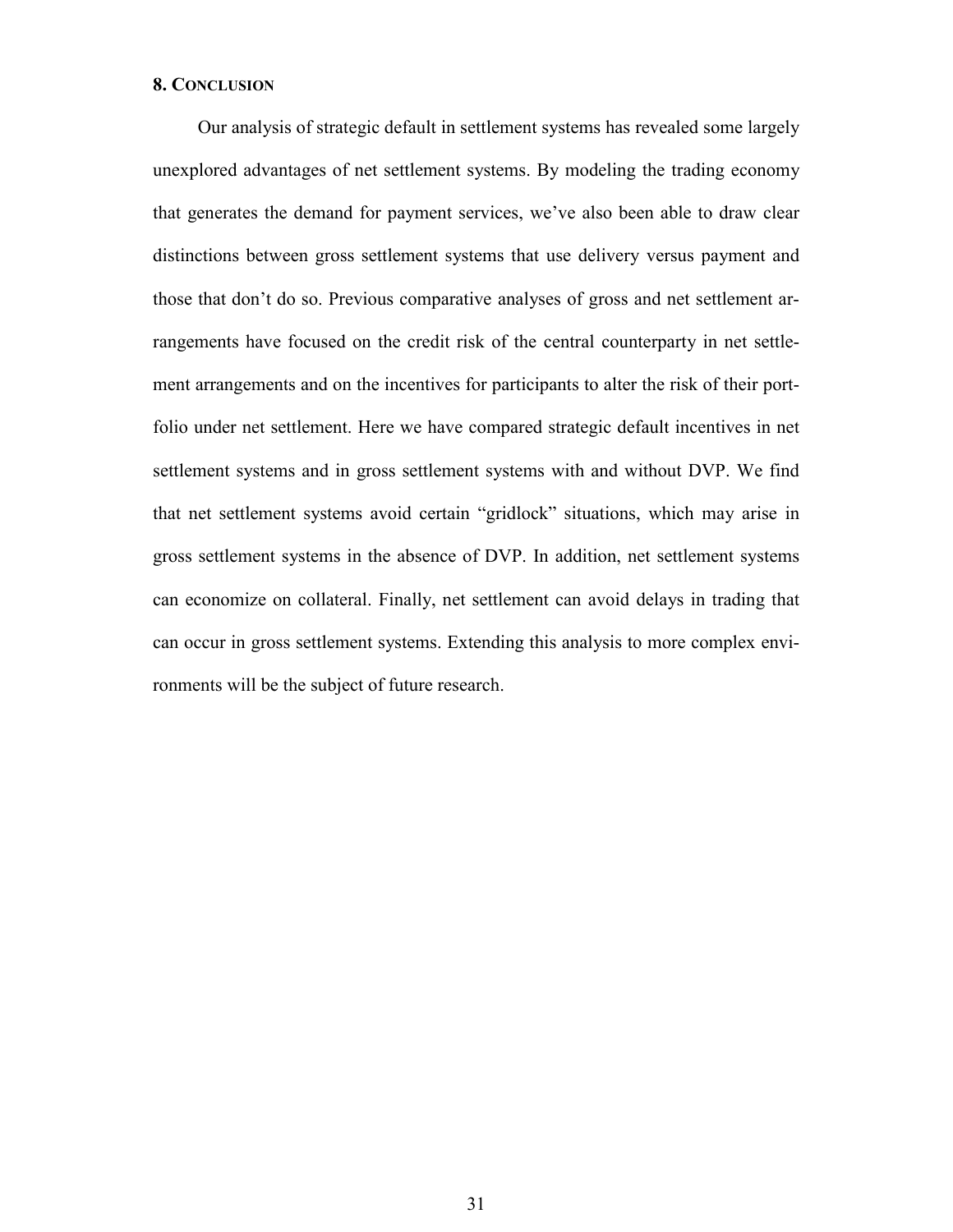## 8. Conclusion

Our analysis of strategic default in settlement systems has revealed some largely unexplored advantages of net settlement systems. By modeling the trading economy that generates the demand for payment services, we've also been able to draw clear distinctions between gross settlement systems that use delivery versus payment and those that don't do so. Previous comparative analyses of gross and net settlement arrangements have focused on the credit risk of the central counterparty in net settlement arrangements and on the incentives for participants to alter the risk of their portfolio under net settlement. Here we have compared strategic default incentives in net settlement systems and in gross settlement systems with and without DVP. We find that net settlement systems avoid certain "gridlock" situations, which may arise in gross settlement systems in the absence of DVP. In addition, net settlement systems can economize on collateral. Finally, net settlement can avoid delays in trading that can occur in gross settlement systems. Extending this analysis to more complex environments will be the subject of future research.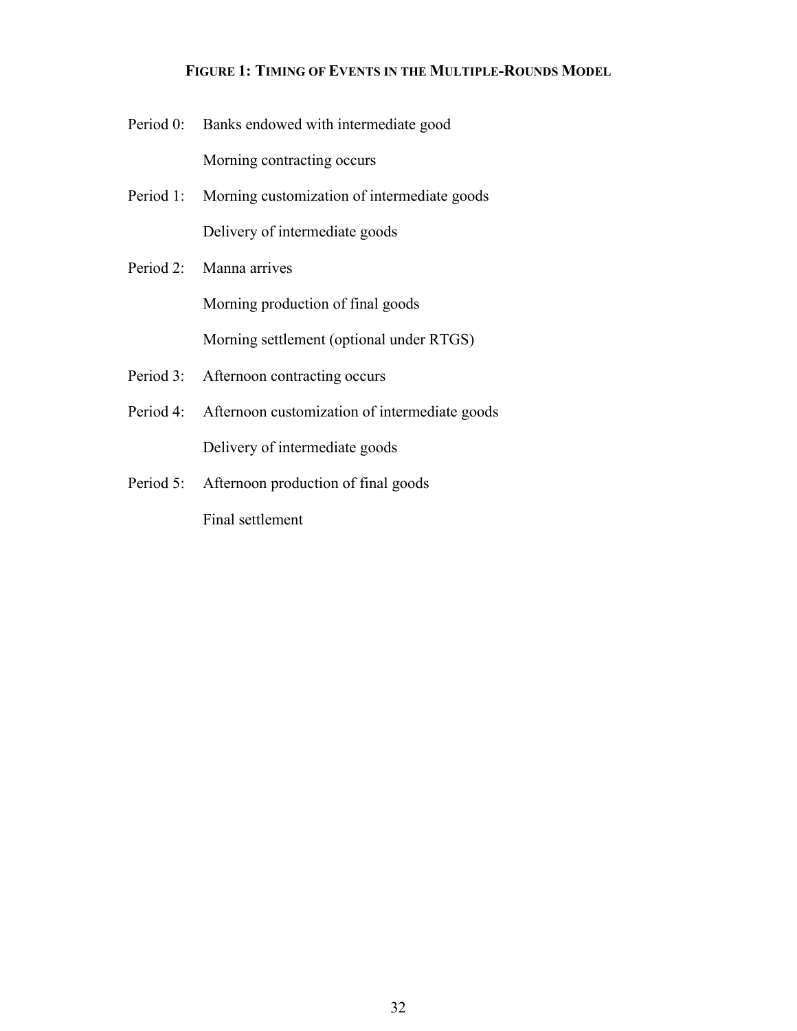## FIGURE 1: TIMING OF EVENTS IN THE MULTIPLE-ROUNDS MODEL

Period 0: Banks endowed with intermediate good

Morning contracting occurs

Period 1: Morning customization of intermediate goods

Delivery of intermediate goods

Period 2: Manna arrives

Morning production of final goods

Morning settlement (optional under RTGS)

Period 3: Afternoon contracting occurs

Period 4: Afternoon customization of intermediate goods

Delivery of intermediate goods

Period 5: Afternoon production of final goods

Final settlement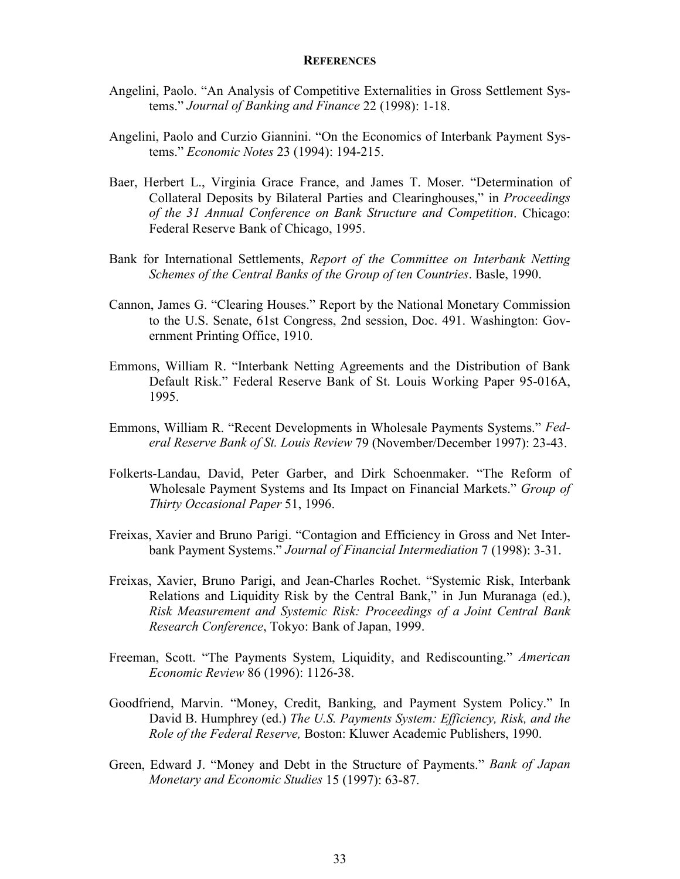## References

Angelini, Paolo. "An Analysis of Competitive Externalities in Gross Settlement Systems." *Journal of Banking and Finance* 22 (1998): 1-18.

Angelini, Paolo and Curzio Giannini. "On the Economics of Interbank Payment Systems." *Economic Notes* 23 (1994): 194-215.

Baer, Herbert L., Virginia Grace France, and James T. Moser. "Determination of Collateral Deposits by Bilateral Parties and Clearinghouses," in *Proceedings of the 31 Annual Conference on Bank Structure and Competition*. Chicago: Federal Reserve Bank of Chicago, 1995.

Bank for International Settlements, *Report of the Committee on Interbank Netting Schemes of the Central Banks of the Group of ten Countries*. Basle, 1990.

Cannon, James G. "Clearing Houses." Report by the National Monetary Commission to the U.S. Senate, 61st Congress, 2nd session, Doc. 491. Washington: Government Printing Office, 1910.

Emmons, William R. "Interbank Netting Agreements and the Distribution of Bank Default Risk." Federal Reserve Bank of St. Louis Working Paper 95-016A, 1995.

Emmons, William R. "Recent Developments in Wholesale Payments Systems." *Federal Reserve Bank of St. Louis Review* 79 (November/December 1997): 23-43.

Folkerts-Landau, David, Peter Garber, and Dirk Schoenmaker. "The Reform of Wholesale Payment Systems and Its Impact on Financial Markets." *Group of Thirty Occasional Paper* 51, 1996.

Freixas, Xavier and Bruno Parigi. "Contagion and Efficiency in Gross and Net Interbank Payment Systems." *Journal of Financial Intermediation* 7 (1998): 3-31.

Freixas, Xavier, Bruno Parigi, and Jean-Charles Rochet. "Systemic Risk, Interbank Relations and Liquidity Risk by the Central Bank," in Jun Muranaga (ed.), *Risk Measurement and Systemic Risk: Proceedings of a Joint Central Bank Research Conference*, Tokyo: Bank of Japan, 1999.

Freeman, Scott. "The Payments System, Liquidity, and Rediscounting." *American Economic Review* 86 (1996): 1126-38.

Goodfriend, Marvin. "Money, Credit, Banking, and Payment System Policy." In David B. Humphrey (ed.) *The U.S. Payments System: Efficiency, Risk, and the Role of the Federal Reserve,* Boston: Kluwer Academic Publishers, 1990.

Green, Edward J. "Money and Debt in the Structure of Payments." *Bank of Japan Monetary and Economic Studies* 15 (1997): 63-87.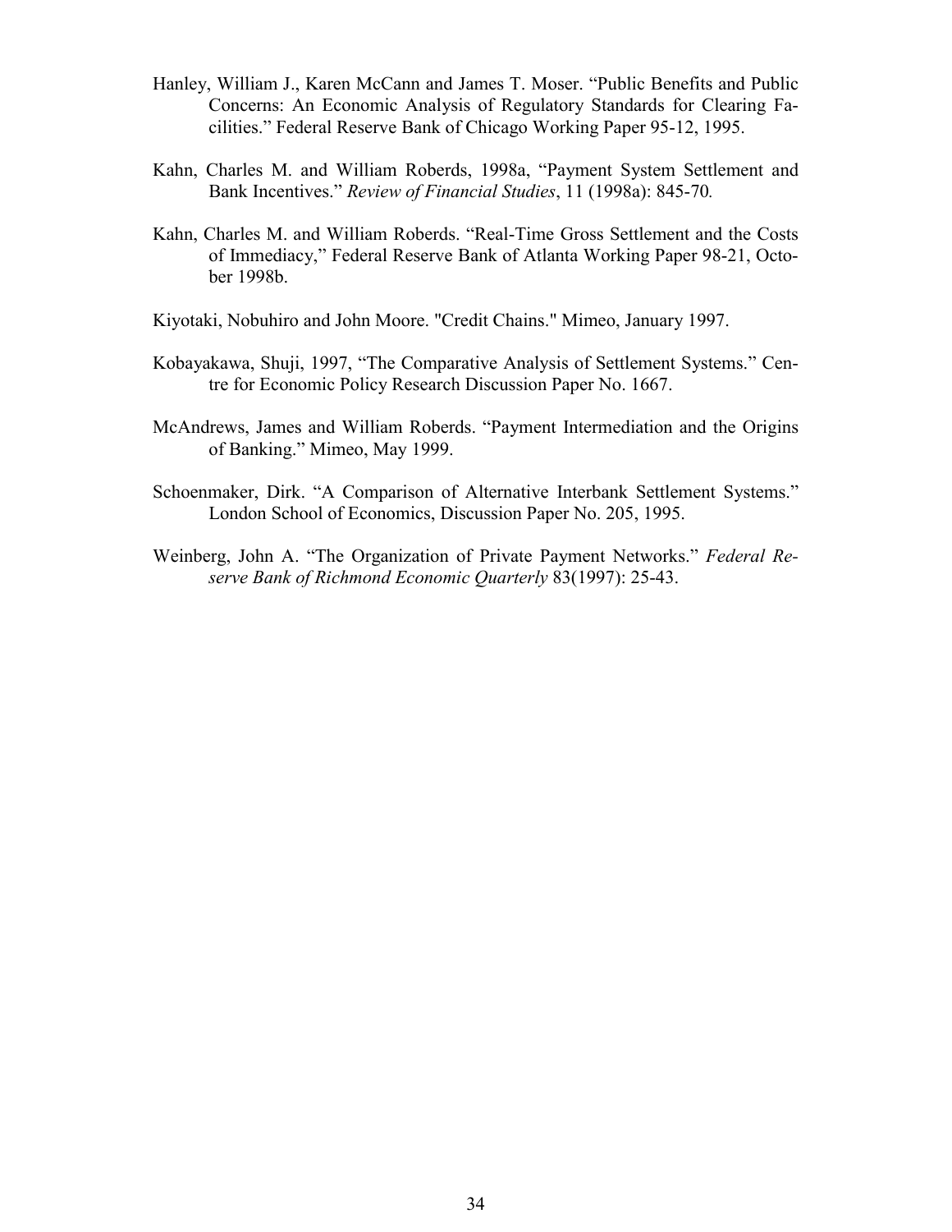Hanley, William J., Karen McCann and James T. Moser. "Public Benefits and Public Concerns: An Economic Analysis of Regulatory Standards for Clearing Facilities." Federal Reserve Bank of Chicago Working Paper 95-12, 1995.

Kahn, Charles M. and William Roberds, 1998a, "Payment System Settlement and Bank Incentives." *Review of Financial Studies*, 11 (1998a): 845-70.

Kahn, Charles M. and William Roberds. "Real-Time Gross Settlement and the Costs of Immediacy," Federal Reserve Bank of Atlanta Working Paper 98-21, October 1998b.

Kiyotaki, Nobuhiro and John Moore. "Credit Chains." Mimeo, January 1997.

Kobayakawa, Shuji, 1997, "The Comparative Analysis of Settlement Systems." Centre for Economic Policy Research Discussion Paper No. 1667.

McAndrews, James and William Roberds. "Payment Intermediation and the Origins of Banking." Mimeo, May 1999.

Schoenmaker, Dirk. "A Comparison of Alternative Interbank Settlement Systems." London School of Economics, Discussion Paper No. 205, 1995.

Weinberg, John A. "The Organization of Private Payment Networks." *Federal Reserve Bank of Richmond Economic Quarterly* 83(1997): 25-43.